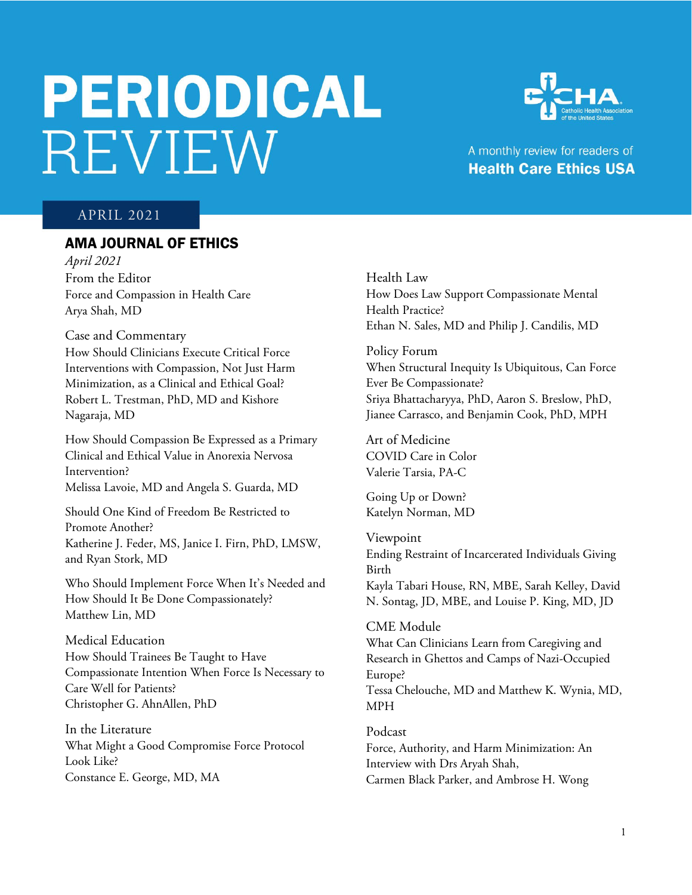# PERIODICAL REVIEW

A monthly review for readers of **Health Care Ethics USA**

APRIL 2021

## AMA JOURNAL OF ETHICS

*April 2021*

From the Editor
Force and Compassion in Health Care
Arya Shah, MD

Case and Commentary
How Should Clinicians Execute Critical Force Interventions with Compassion, Not Just Harm Minimization, as a Clinical and Ethical Goal?
Robert L. Trestman, PhD, MD and Kishore Nagaraja, MD

How Should Compassion Be Expressed as a Primary Clinical and Ethical Value in Anorexia Nervosa Intervention?
Melissa Lavoie, MD and Angela S. Guarda, MD

Should One Kind of Freedom Be Restricted to Promote Another?
Katherine J. Feder, MS, Janice I. Firn, PhD, LMSW, and Ryan Stork, MD

Who Should Implement Force When It's Needed and How Should It Be Done Compassionately?
Matthew Lin, MD

Medical Education
How Should Trainees Be Taught to Have Compassionate Intention When Force Is Necessary to Care Well for Patients?
Christopher G. AhnAllen, PhD

In the Literature
What Might a Good Compromise Force Protocol Look Like?
Constance E. George, MD, MA

Health Law
How Does Law Support Compassionate Mental Health Practice?
Ethan N. Sales, MD and Philip J. Candilis, MD

Policy Forum
When Structural Inequity Is Ubiquitous, Can Force Ever Be Compassionate?
Sriya Bhattacharyya, PhD, Aaron S. Breslow, PhD, Jianee Carrasco, and Benjamin Cook, PhD, MPH

Art of Medicine
COVID Care in Color
Valerie Tarsia, PA-C

Going Up or Down?
Katelyn Norman, MD

Viewpoint
Ending Restraint of Incarcerated Individuals Giving Birth
Kayla Tabari House, RN, MBE, Sarah Kelley, David N. Sontag, JD, MBE, and Louise P. King, MD, JD

CME Module
What Can Clinicians Learn from Caregiving and Research in Ghettos and Camps of Nazi-Occupied Europe?
Tessa Chelouche, MD and Matthew K. Wynia, MD, MPH

Podcast
Force, Authority, and Harm Minimization: An Interview with Drs Aryah Shah, Carmen Black Parker, and Ambrose H. Wong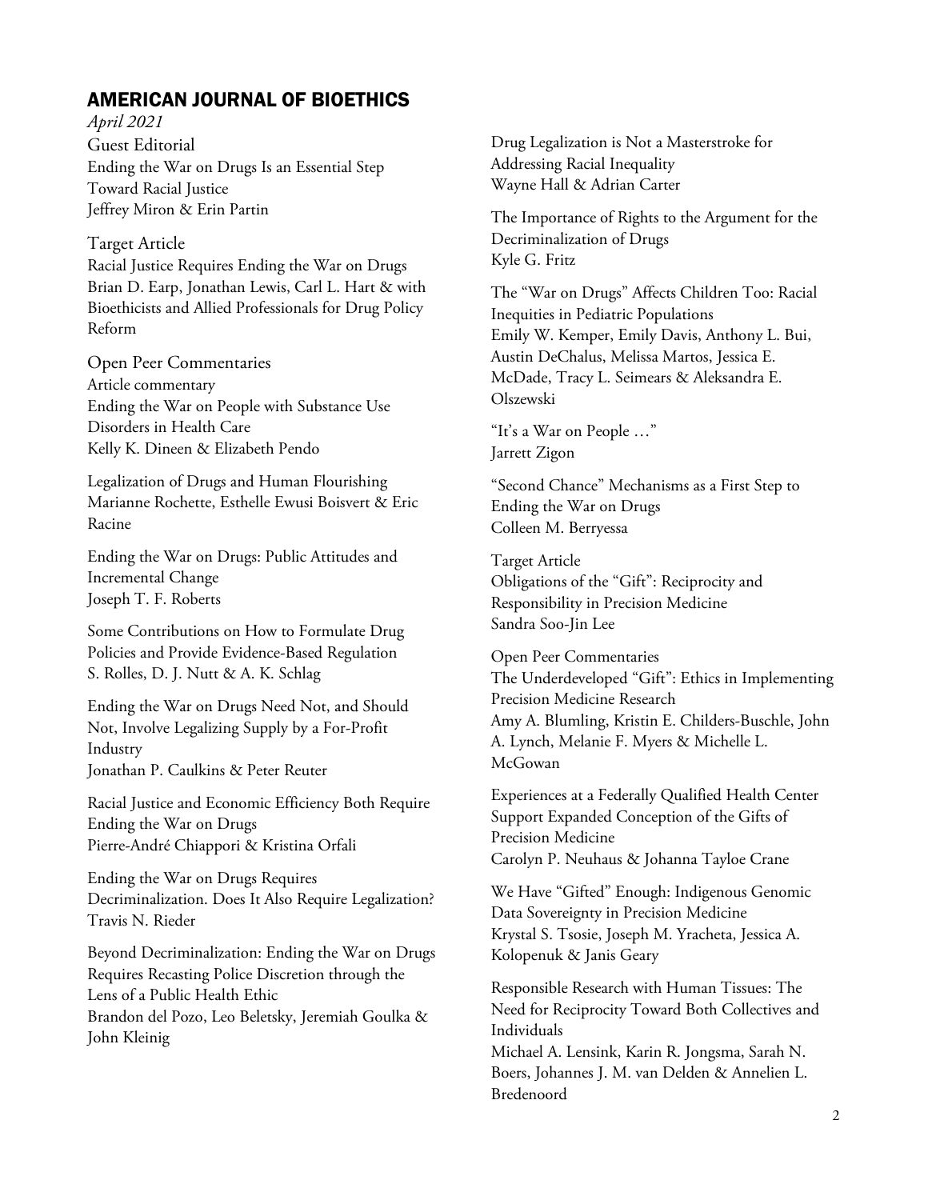## AMERICAN JOURNAL OF BIOETHICS

*April 2021*

Guest Editorial
Ending the War on Drugs Is an Essential Step Toward Racial Justice
Jeffrey Miron & Erin Partin

Target Article
Racial Justice Requires Ending the War on Drugs
Brian D. Earp, Jonathan Lewis, Carl L. Hart & with Bioethicists and Allied Professionals for Drug Policy Reform

Open Peer Commentaries
Article commentary
Ending the War on People with Substance Use Disorders in Health Care
Kelly K. Dineen & Elizabeth Pendo

Legalization of Drugs and Human Flourishing
Marianne Rochette, Esthelle Ewusi Boisvert & Eric Racine

Ending the War on Drugs: Public Attitudes and Incremental Change
Joseph T. F. Roberts

Some Contributions on How to Formulate Drug Policies and Provide Evidence-Based Regulation
S. Rolles, D. J. Nutt & A. K. Schlag

Ending the War on Drugs Need Not, and Should Not, Involve Legalizing Supply by a For-Profit Industry
Jonathan P. Caulkins & Peter Reuter

Racial Justice and Economic Efficiency Both Require Ending the War on Drugs
Pierre-André Chiappori & Kristina Orfali

Ending the War on Drugs Requires Decriminalization. Does It Also Require Legalization?
Travis N. Rieder

Beyond Decriminalization: Ending the War on Drugs Requires Recasting Police Discretion through the Lens of a Public Health Ethic
Brandon del Pozo, Leo Beletsky, Jeremiah Goulka & John Kleinig

Drug Legalization is Not a Masterstroke for Addressing Racial Inequality
Wayne Hall & Adrian Carter

The Importance of Rights to the Argument for the Decriminalization of Drugs
Kyle G. Fritz

The "War on Drugs" Affects Children Too: Racial Inequities in Pediatric Populations
Emily W. Kemper, Emily Davis, Anthony L. Bui, Austin DeChalus, Melissa Martos, Jessica E. McDade, Tracy L. Seimears & Aleksandra E. Olszewski

"It's a War on People …"
Jarrett Zigon

"Second Chance" Mechanisms as a First Step to Ending the War on Drugs
Colleen M. Berryessa

Target Article
Obligations of the "Gift": Reciprocity and Responsibility in Precision Medicine
Sandra Soo-Jin Lee

Open Peer Commentaries
The Underdeveloped "Gift": Ethics in Implementing Precision Medicine Research
Amy A. Blumling, Kristin E. Childers-Buschle, John A. Lynch, Melanie F. Myers & Michelle L. McGowan

Experiences at a Federally Qualified Health Center Support Expanded Conception of the Gifts of Precision Medicine
Carolyn P. Neuhaus & Johanna Tayloe Crane

We Have "Gifted" Enough: Indigenous Genomic Data Sovereignty in Precision Medicine
Krystal S. Tsosie, Joseph M. Yracheta, Jessica A. Kolopenuk & Janis Geary

Responsible Research with Human Tissues: The Need for Reciprocity Toward Both Collectives and Individuals
Michael A. Lensink, Karin R. Jongsma, Sarah N. Boers, Johannes J. M. van Delden & Annelien L. Bredenoord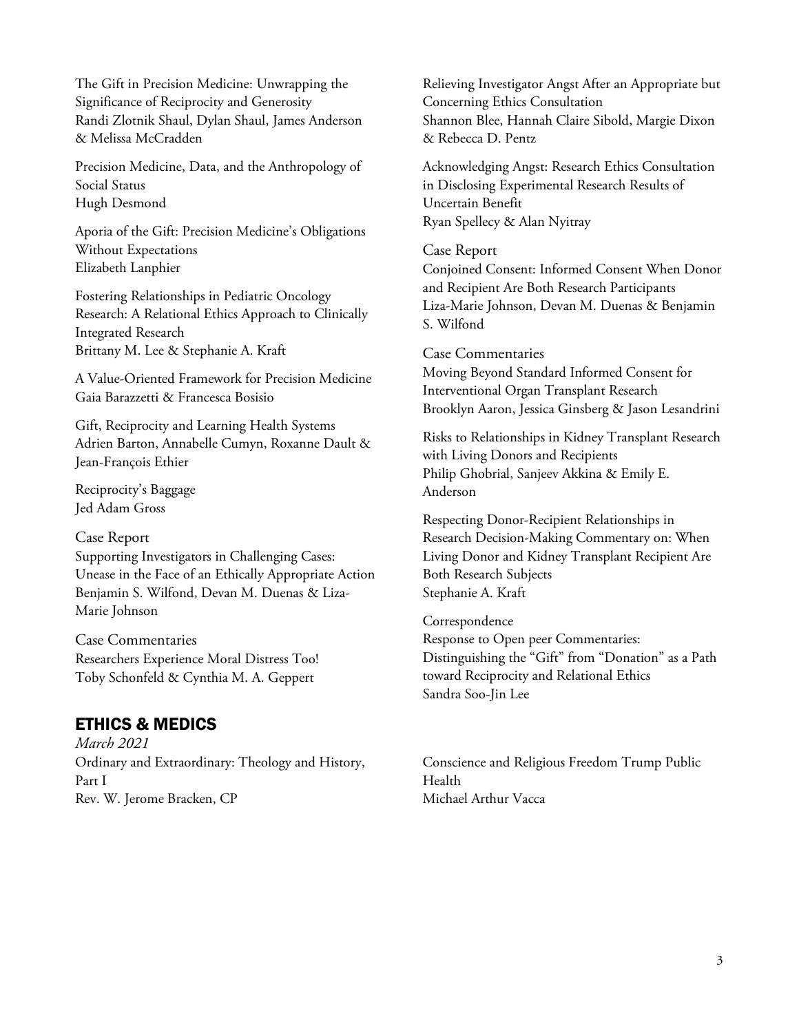The Gift in Precision Medicine: Unwrapping the Significance of Reciprocity and Generosity
Randi Zlotnik Shaul, Dylan Shaul, James Anderson & Melissa McCradden

Precision Medicine, Data, and the Anthropology of Social Status
Hugh Desmond

Aporia of the Gift: Precision Medicine's Obligations Without Expectations
Elizabeth Lanphier

Fostering Relationships in Pediatric Oncology Research: A Relational Ethics Approach to Clinically Integrated Research
Brittany M. Lee & Stephanie A. Kraft

A Value-Oriented Framework for Precision Medicine
Gaia Barazzetti & Francesca Bosisio

Gift, Reciprocity and Learning Health Systems
Adrien Barton, Annabelle Cumyn, Roxanne Dault & Jean-François Ethier

Reciprocity's Baggage
Jed Adam Gross

Case Report
Supporting Investigators in Challenging Cases: Unease in the Face of an Ethically Appropriate Action
Benjamin S. Wilfond, Devan M. Duenas & Liza-Marie Johnson

Case Commentaries
Researchers Experience Moral Distress Too!
Toby Schonfeld & Cynthia M. A. Geppert

Relieving Investigator Angst After an Appropriate but Concerning Ethics Consultation
Shannon Blee, Hannah Claire Sibold, Margie Dixon & Rebecca D. Pentz

Acknowledging Angst: Research Ethics Consultation in Disclosing Experimental Research Results of Uncertain Benefit
Ryan Spellecy & Alan Nyitray

Case Report
Conjoined Consent: Informed Consent When Donor and Recipient Are Both Research Participants
Liza-Marie Johnson, Devan M. Duenas & Benjamin S. Wilfond

Case Commentaries
Moving Beyond Standard Informed Consent for Interventional Organ Transplant Research
Brooklyn Aaron, Jessica Ginsberg & Jason Lesandrini

Risks to Relationships in Kidney Transplant Research with Living Donors and Recipients
Philip Ghobrial, Sanjeev Akkina & Emily E. Anderson

Respecting Donor-Recipient Relationships in Research Decision-Making Commentary on: When Living Donor and Kidney Transplant Recipient Are Both Research Subjects
Stephanie A. Kraft

Correspondence
Response to Open peer Commentaries: Distinguishing the "Gift" from "Donation" as a Path toward Reciprocity and Relational Ethics
Sandra Soo-Jin Lee

## ETHICS & MEDICS

*March 2021*

Ordinary and Extraordinary: Theology and History, Part I
Rev. W. Jerome Bracken, CP

Conscience and Religious Freedom Trump Public Health
Michael Arthur Vacca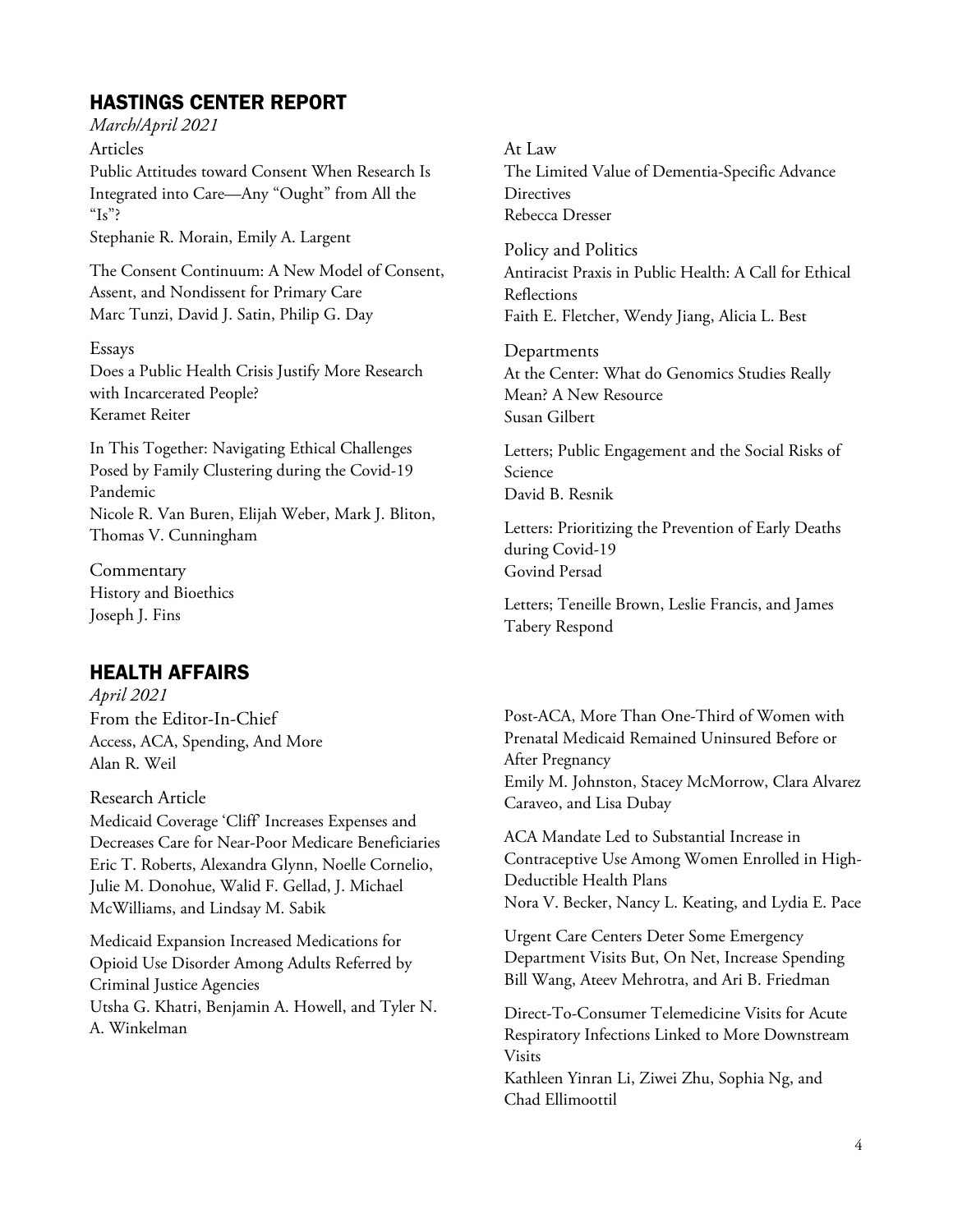## HASTINGS CENTER REPORT

*March/April 2021*

### Articles

Public Attitudes toward Consent When Research Is Integrated into Care—Any "Ought" from All the "Is"?
Stephanie R. Morain, Emily A. Largent

The Consent Continuum: A New Model of Consent, Assent, and Nondissent for Primary Care
Marc Tunzi, David J. Satin, Philip G. Day

### Essays

Does a Public Health Crisis Justify More Research with Incarcerated People?
Keramet Reiter

In This Together: Navigating Ethical Challenges Posed by Family Clustering during the Covid-19 Pandemic
Nicole R. Van Buren, Elijah Weber, Mark J. Bliton, Thomas V. Cunningham

### Commentary

History and Bioethics
Joseph J. Fins

### At Law

The Limited Value of Dementia-Specific Advance Directives
Rebecca Dresser

### Policy and Politics

Antiracist Praxis in Public Health: A Call for Ethical Reflections
Faith E. Fletcher, Wendy Jiang, Alicia L. Best

### Departments

At the Center: What do Genomics Studies Really Mean? A New Resource
Susan Gilbert

Letters; Public Engagement and the Social Risks of Science
David B. Resnik

Letters: Prioritizing the Prevention of Early Deaths during Covid-19
Govind Persad

Letters; Teneille Brown, Leslie Francis, and James Tabery Respond

## HEALTH AFFAIRS

*April 2021*

### From the Editor-In-Chief

Access, ACA, Spending, And More
Alan R. Weil

### Research Article

Medicaid Coverage 'Cliff' Increases Expenses and Decreases Care for Near-Poor Medicare Beneficiaries
Eric T. Roberts, Alexandra Glynn, Noelle Cornelio, Julie M. Donohue, Walid F. Gellad, J. Michael McWilliams, and Lindsay M. Sabik

Medicaid Expansion Increased Medications for Opioid Use Disorder Among Adults Referred by Criminal Justice Agencies
Utsha G. Khatri, Benjamin A. Howell, and Tyler N. A. Winkelman

Post-ACA, More Than One-Third of Women with Prenatal Medicaid Remained Uninsured Before or After Pregnancy
Emily M. Johnston, Stacey McMorrow, Clara Alvarez Caraveo, and Lisa Dubay

ACA Mandate Led to Substantial Increase in Contraceptive Use Among Women Enrolled in High-Deductible Health Plans
Nora V. Becker, Nancy L. Keating, and Lydia E. Pace

Urgent Care Centers Deter Some Emergency Department Visits But, On Net, Increase Spending
Bill Wang, Ateev Mehrotra, and Ari B. Friedman

Direct-To-Consumer Telemedicine Visits for Acute Respiratory Infections Linked to More Downstream Visits
Kathleen Yinran Li, Ziwei Zhu, Sophia Ng, and Chad Ellimoottil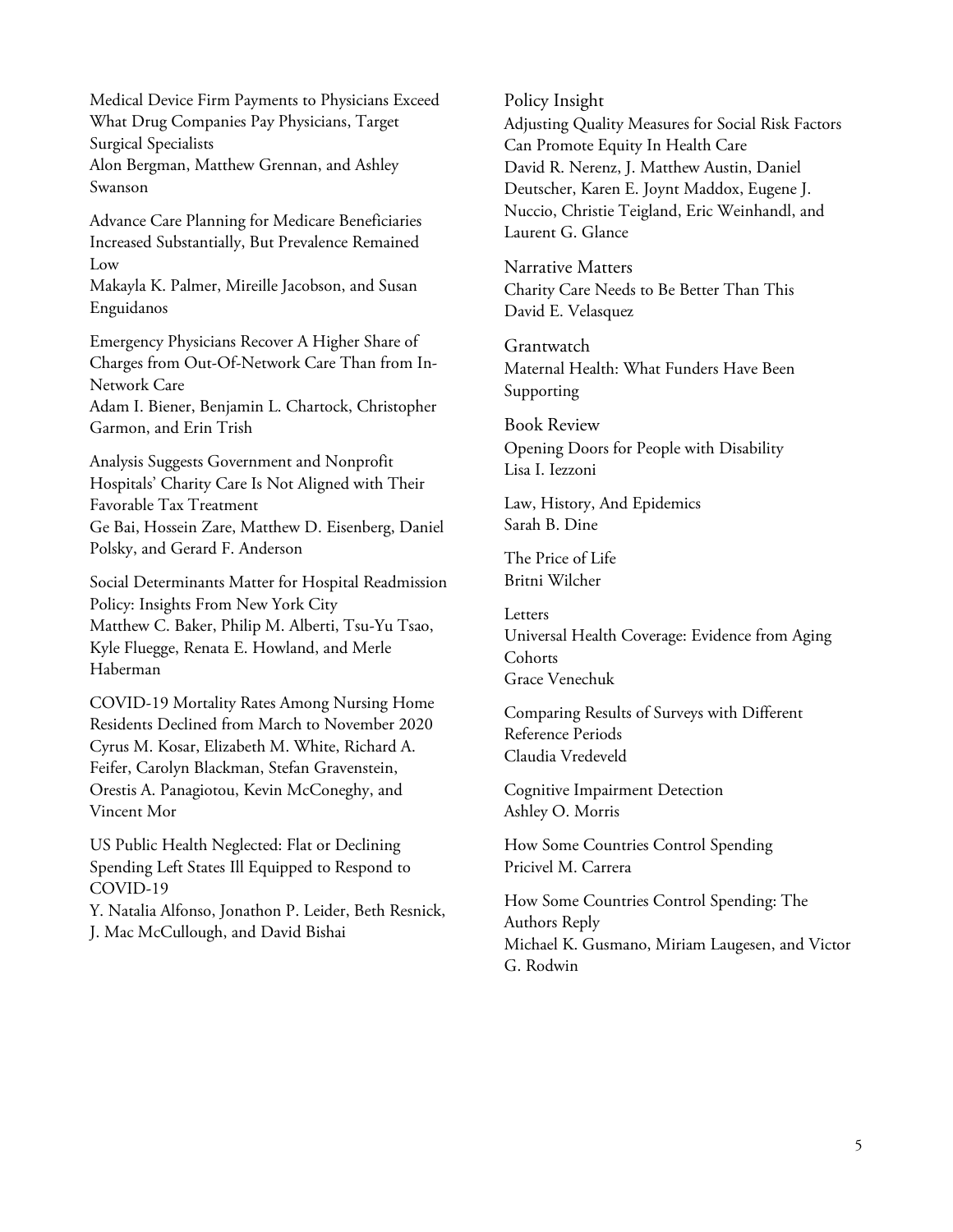Medical Device Firm Payments to Physicians Exceed What Drug Companies Pay Physicians, Target Surgical Specialists
Alon Bergman, Matthew Grennan, and Ashley Swanson

Advance Care Planning for Medicare Beneficiaries Increased Substantially, But Prevalence Remained Low
Makayla K. Palmer, Mireille Jacobson, and Susan Enguidanos

Emergency Physicians Recover A Higher Share of Charges from Out-Of-Network Care Than from In-Network Care
Adam I. Biener, Benjamin L. Chartock, Christopher Garmon, and Erin Trish

Analysis Suggests Government and Nonprofit Hospitals' Charity Care Is Not Aligned with Their Favorable Tax Treatment
Ge Bai, Hossein Zare, Matthew D. Eisenberg, Daniel Polsky, and Gerard F. Anderson

Social Determinants Matter for Hospital Readmission Policy: Insights From New York City
Matthew C. Baker, Philip M. Alberti, Tsu-Yu Tsao, Kyle Fluegge, Renata E. Howland, and Merle Haberman

COVID-19 Mortality Rates Among Nursing Home Residents Declined from March to November 2020
Cyrus M. Kosar, Elizabeth M. White, Richard A. Feifer, Carolyn Blackman, Stefan Gravenstein, Orestis A. Panagiotou, Kevin McConeghy, and Vincent Mor

US Public Health Neglected: Flat or Declining Spending Left States Ill Equipped to Respond to COVID-19
Y. Natalia Alfonso, Jonathon P. Leider, Beth Resnick, J. Mac McCullough, and David Bishai

Policy Insight
Adjusting Quality Measures for Social Risk Factors Can Promote Equity In Health Care
David R. Nerenz, J. Matthew Austin, Daniel Deutscher, Karen E. Joynt Maddox, Eugene J. Nuccio, Christie Teigland, Eric Weinhandl, and Laurent G. Glance

Narrative Matters
Charity Care Needs to Be Better Than This
David E. Velasquez

Grantwatch
Maternal Health: What Funders Have Been Supporting

Book Review
Opening Doors for People with Disability
Lisa I. Iezzoni

Law, History, And Epidemics
Sarah B. Dine

The Price of Life
Britni Wilcher

Letters
Universal Health Coverage: Evidence from Aging Cohorts
Grace Venechuk

Comparing Results of Surveys with Different Reference Periods
Claudia Vredeveld

Cognitive Impairment Detection
Ashley O. Morris

How Some Countries Control Spending
Pricivel M. Carrera

How Some Countries Control Spending: The Authors Reply
Michael K. Gusmano, Miriam Laugesen, and Victor G. Rodwin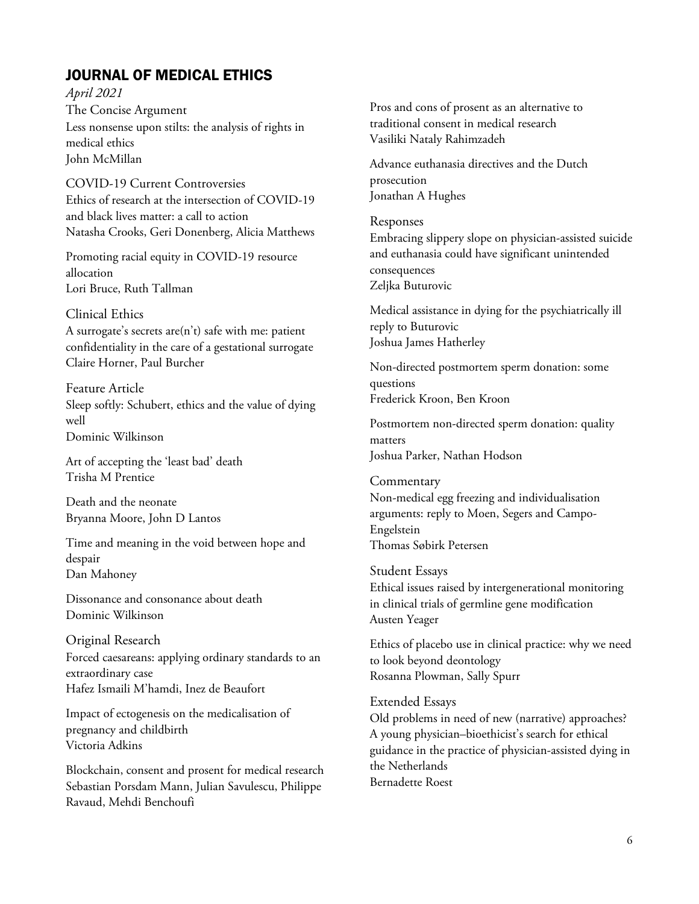## JOURNAL OF MEDICAL ETHICS

*April 2021*

### The Concise Argument

Less nonsense upon stilts: the analysis of rights in medical ethics
John McMillan

### COVID-19 Current Controversies

Ethics of research at the intersection of COVID-19 and black lives matter: a call to action
Natasha Crooks, Geri Donenberg, Alicia Matthews

Promoting racial equity in COVID-19 resource allocation
Lori Bruce, Ruth Tallman

### Clinical Ethics

A surrogate's secrets are(n't) safe with me: patient confidentiality in the care of a gestational surrogate
Claire Horner, Paul Burcher

### Feature Article

Sleep softly: Schubert, ethics and the value of dying well
Dominic Wilkinson

Art of accepting the 'least bad' death
Trisha M Prentice

Death and the neonate
Bryanna Moore, John D Lantos

Time and meaning in the void between hope and despair
Dan Mahoney

Dissonance and consonance about death
Dominic Wilkinson

### Original Research

Forced caesareans: applying ordinary standards to an extraordinary case
Hafez Ismaili M'hamdi, Inez de Beaufort

Impact of ectogenesis on the medicalisation of pregnancy and childbirth
Victoria Adkins

Blockchain, consent and prosent for medical research
Sebastian Porsdam Mann, Julian Savulescu, Philippe Ravaud, Mehdi Benchoufi

Pros and cons of prosent as an alternative to traditional consent in medical research
Vasiliki Nataly Rahimzadeh

Advance euthanasia directives and the Dutch prosecution
Jonathan A Hughes

### Responses

Embracing slippery slope on physician-assisted suicide and euthanasia could have significant unintended consequences
Zeljka Buturovic

Medical assistance in dying for the psychiatrically ill reply to Buturovic
Joshua James Hatherley

Non-directed postmortem sperm donation: some questions
Frederick Kroon, Ben Kroon

Postmortem non-directed sperm donation: quality matters
Joshua Parker, Nathan Hodson

### Commentary

Non-medical egg freezing and individualisation arguments: reply to Moen, Segers and Campo-Engelstein
Thomas Søbirk Petersen

### Student Essays

Ethical issues raised by intergenerational monitoring in clinical trials of germline gene modification
Austen Yeager

Ethics of placebo use in clinical practice: why we need to look beyond deontology
Rosanna Plowman, Sally Spurr

### Extended Essays

Old problems in need of new (narrative) approaches? A young physician–bioethicist's search for ethical guidance in the practice of physician-assisted dying in the Netherlands
Bernadette Roest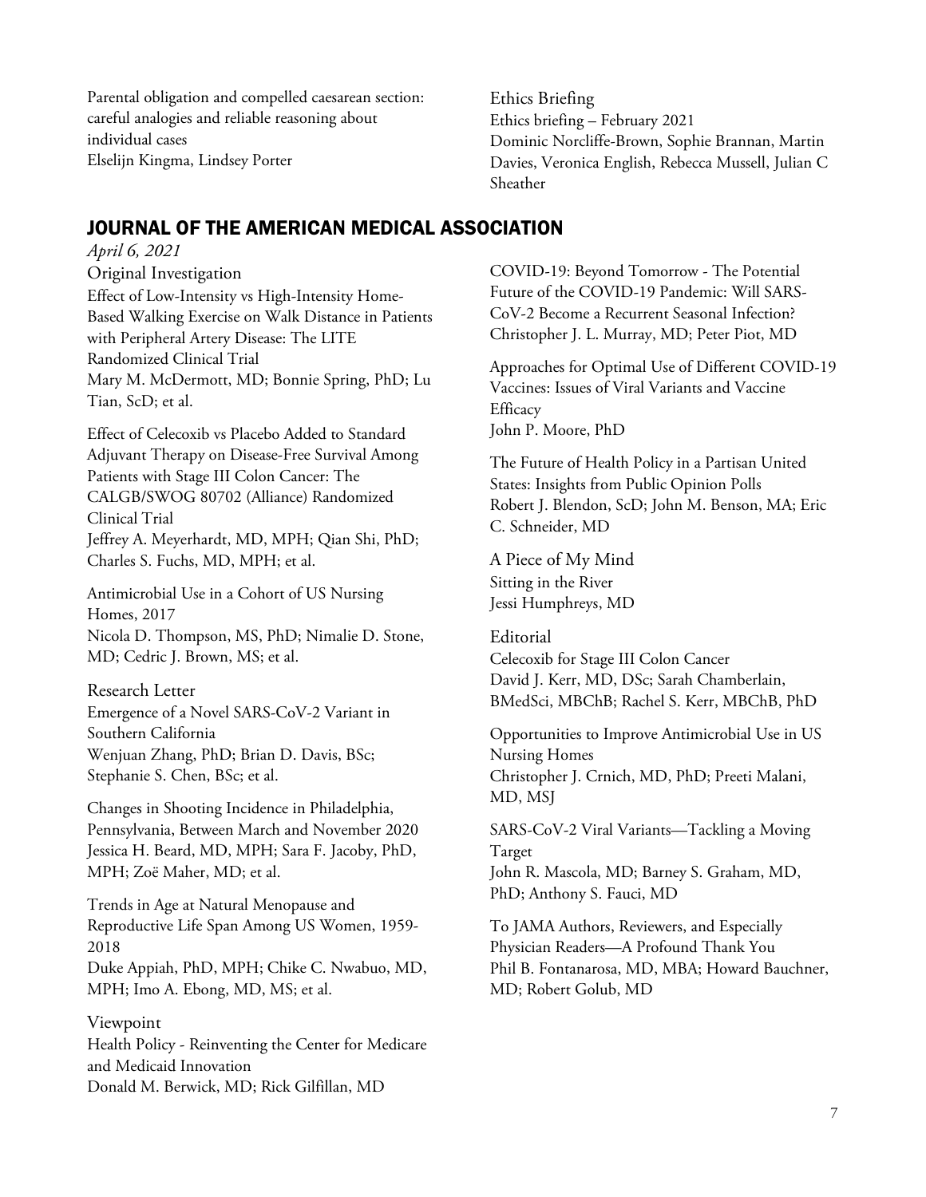Parental obligation and compelled caesarean section: careful analogies and reliable reasoning about individual cases
Elselijn Kingma, Lindsey Porter

Ethics Briefing
Ethics briefing – February 2021
Dominic Norcliffe-Brown, Sophie Brannan, Martin Davies, Veronica English, Rebecca Mussell, Julian C Sheather

## JOURNAL OF THE AMERICAN MEDICAL ASSOCIATION

*April 6, 2021*

Original Investigation

Effect of Low-Intensity vs High-Intensity Home-Based Walking Exercise on Walk Distance in Patients with Peripheral Artery Disease: The LITE Randomized Clinical Trial
Mary M. McDermott, MD; Bonnie Spring, PhD; Lu Tian, ScD; et al.

Effect of Celecoxib vs Placebo Added to Standard Adjuvant Therapy on Disease-Free Survival Among Patients with Stage III Colon Cancer: The CALGB/SWOG 80702 (Alliance) Randomized Clinical Trial
Jeffrey A. Meyerhardt, MD, MPH; Qian Shi, PhD; Charles S. Fuchs, MD, MPH; et al.

Antimicrobial Use in a Cohort of US Nursing Homes, 2017
Nicola D. Thompson, MS, PhD; Nimalie D. Stone, MD; Cedric J. Brown, MS; et al.

Research Letter

Emergence of a Novel SARS-CoV-2 Variant in Southern California
Wenjuan Zhang, PhD; Brian D. Davis, BSc; Stephanie S. Chen, BSc; et al.

Changes in Shooting Incidence in Philadelphia, Pennsylvania, Between March and November 2020
Jessica H. Beard, MD, MPH; Sara F. Jacoby, PhD, MPH; Zoë Maher, MD; et al.

Trends in Age at Natural Menopause and Reproductive Life Span Among US Women, 1959-2018
Duke Appiah, PhD, MPH; Chike C. Nwabuo, MD, MPH; Imo A. Ebong, MD, MS; et al.

Viewpoint

Health Policy - Reinventing the Center for Medicare and Medicaid Innovation
Donald M. Berwick, MD; Rick Gilfillan, MD

COVID-19: Beyond Tomorrow - The Potential Future of the COVID-19 Pandemic: Will SARS-CoV-2 Become a Recurrent Seasonal Infection?
Christopher J. L. Murray, MD; Peter Piot, MD

Approaches for Optimal Use of Different COVID-19 Vaccines: Issues of Viral Variants and Vaccine Efficacy
John P. Moore, PhD

The Future of Health Policy in a Partisan United States: Insights from Public Opinion Polls
Robert J. Blendon, ScD; John M. Benson, MA; Eric C. Schneider, MD

A Piece of My Mind

Sitting in the River
Jessi Humphreys, MD

Editorial

Celecoxib for Stage III Colon Cancer
David J. Kerr, MD, DSc; Sarah Chamberlain, BMedSci, MBChB; Rachel S. Kerr, MBChB, PhD

Opportunities to Improve Antimicrobial Use in US Nursing Homes
Christopher J. Crnich, MD, PhD; Preeti Malani, MD, MSJ

SARS-CoV-2 Viral Variants—Tackling a Moving Target
John R. Mascola, MD; Barney S. Graham, MD, PhD; Anthony S. Fauci, MD

To JAMA Authors, Reviewers, and Especially Physician Readers—A Profound Thank You
Phil B. Fontanarosa, MD, MBA; Howard Bauchner, MD; Robert Golub, MD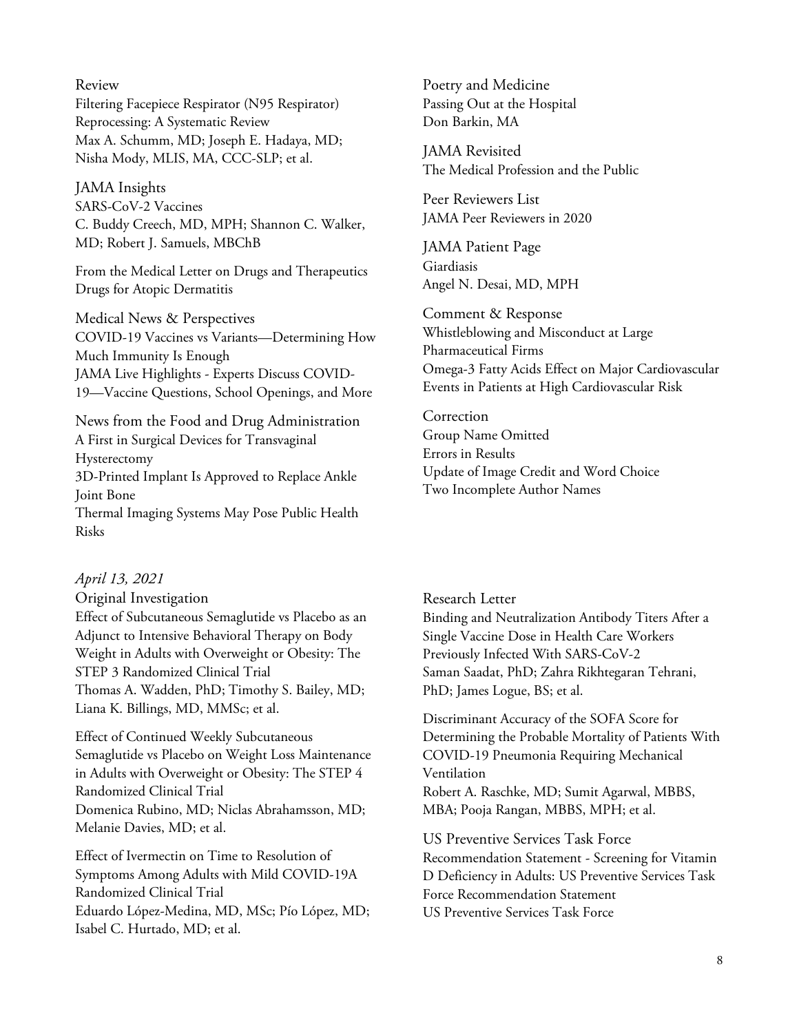### Review

Filtering Facepiece Respirator (N95 Respirator) Reprocessing: A Systematic Review
Max A. Schumm, MD; Joseph E. Hadaya, MD; Nisha Mody, MLIS, MA, CCC-SLP; et al.

### JAMA Insights

SARS-CoV-2 Vaccines
C. Buddy Creech, MD, MPH; Shannon C. Walker, MD; Robert J. Samuels, MBChB

### From the Medical Letter on Drugs and Therapeutics

Drugs for Atopic Dermatitis

### Medical News & Perspectives

COVID-19 Vaccines vs Variants—Determining How Much Immunity Is Enough
JAMA Live Highlights - Experts Discuss COVID-19—Vaccine Questions, School Openings, and More

### News from the Food and Drug Administration

A First in Surgical Devices for Transvaginal Hysterectomy
3D-Printed Implant Is Approved to Replace Ankle Joint Bone
Thermal Imaging Systems May Pose Public Health Risks

### Poetry and Medicine

Passing Out at the Hospital
Don Barkin, MA

### JAMA Revisited

The Medical Profession and the Public

### Peer Reviewers List

JAMA Peer Reviewers in 2020

### JAMA Patient Page

Giardiasis
Angel N. Desai, MD, MPH

### Comment & Response

Whistleblowing and Misconduct at Large Pharmaceutical Firms
Omega-3 Fatty Acids Effect on Major Cardiovascular Events in Patients at High Cardiovascular Risk

### Correction

Group Name Omitted
Errors in Results
Update of Image Credit and Word Choice
Two Incomplete Author Names

## *April 13, 2021*

### Original Investigation

Effect of Subcutaneous Semaglutide vs Placebo as an Adjunct to Intensive Behavioral Therapy on Body Weight in Adults with Overweight or Obesity: The STEP 3 Randomized Clinical Trial
Thomas A. Wadden, PhD; Timothy S. Bailey, MD; Liana K. Billings, MD, MMSc; et al.

Effect of Continued Weekly Subcutaneous Semaglutide vs Placebo on Weight Loss Maintenance in Adults with Overweight or Obesity: The STEP 4 Randomized Clinical Trial
Domenica Rubino, MD; Niclas Abrahamsson, MD; Melanie Davies, MD; et al.

Effect of Ivermectin on Time to Resolution of Symptoms Among Adults with Mild COVID-19A Randomized Clinical Trial
Eduardo López-Medina, MD, MSc; Pío López, MD; Isabel C. Hurtado, MD; et al.

### Research Letter

Binding and Neutralization Antibody Titers After a Single Vaccine Dose in Health Care Workers Previously Infected With SARS-CoV-2
Saman Saadat, PhD; Zahra Rikhtegaran Tehrani, PhD; James Logue, BS; et al.

Discriminant Accuracy of the SOFA Score for Determining the Probable Mortality of Patients With COVID-19 Pneumonia Requiring Mechanical Ventilation
Robert A. Raschke, MD; Sumit Agarwal, MBBS, MBA; Pooja Rangan, MBBS, MPH; et al.

### US Preventive Services Task Force

Recommendation Statement - Screening for Vitamin D Deficiency in Adults: US Preventive Services Task Force Recommendation Statement
US Preventive Services Task Force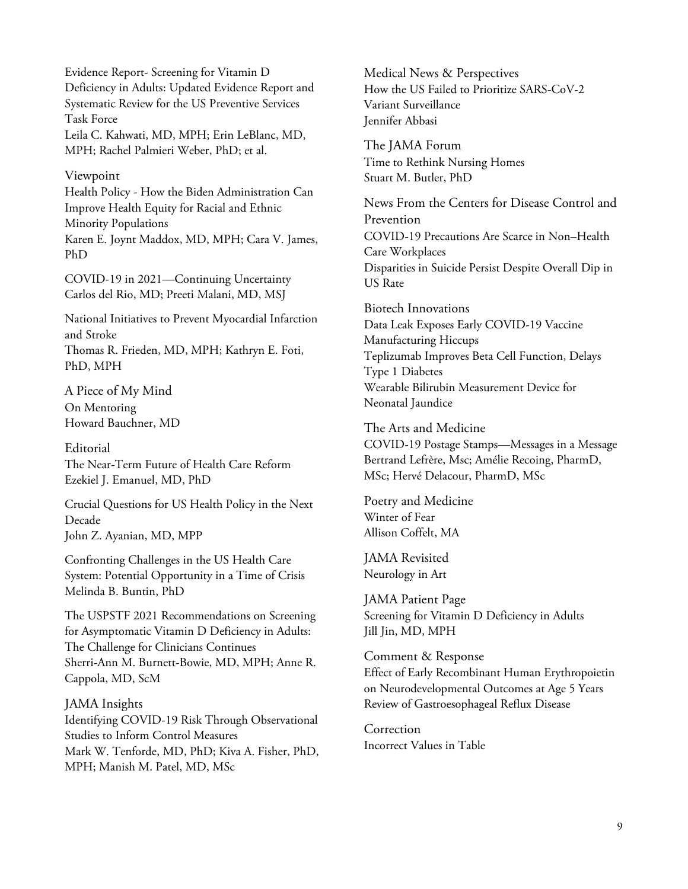Evidence Report- Screening for Vitamin D Deficiency in Adults: Updated Evidence Report and Systematic Review for the US Preventive Services Task Force
Leila C. Kahwati, MD, MPH; Erin LeBlanc, MD, MPH; Rachel Palmieri Weber, PhD; et al.

## Viewpoint

Health Policy - How the Biden Administration Can Improve Health Equity for Racial and Ethnic Minority Populations
Karen E. Joynt Maddox, MD, MPH; Cara V. James, PhD

COVID-19 in 2021—Continuing Uncertainty
Carlos del Rio, MD; Preeti Malani, MD, MSJ

National Initiatives to Prevent Myocardial Infarction and Stroke
Thomas R. Frieden, MD, MPH; Kathryn E. Foti, PhD, MPH

## A Piece of My Mind

On Mentoring
Howard Bauchner, MD

## Editorial

The Near-Term Future of Health Care Reform
Ezekiel J. Emanuel, MD, PhD

Crucial Questions for US Health Policy in the Next Decade
John Z. Ayanian, MD, MPP

Confronting Challenges in the US Health Care System: Potential Opportunity in a Time of Crisis
Melinda B. Buntin, PhD

The USPSTF 2021 Recommendations on Screening for Asymptomatic Vitamin D Deficiency in Adults: The Challenge for Clinicians Continues
Sherri-Ann M. Burnett-Bowie, MD, MPH; Anne R. Cappola, MD, ScM

## JAMA Insights

Identifying COVID-19 Risk Through Observational Studies to Inform Control Measures
Mark W. Tenforde, MD, PhD; Kiva A. Fisher, PhD, MPH; Manish M. Patel, MD, MSc

## Medical News & Perspectives

How the US Failed to Prioritize SARS-CoV-2 Variant Surveillance
Jennifer Abbasi

## The JAMA Forum

Time to Rethink Nursing Homes
Stuart M. Butler, PhD

## News From the Centers for Disease Control and Prevention

COVID-19 Precautions Are Scarce in Non–Health Care Workplaces
Disparities in Suicide Persist Despite Overall Dip in US Rate

## Biotech Innovations

Data Leak Exposes Early COVID-19 Vaccine Manufacturing Hiccups
Teplizumab Improves Beta Cell Function, Delays Type 1 Diabetes
Wearable Bilirubin Measurement Device for Neonatal Jaundice

## The Arts and Medicine

COVID-19 Postage Stamps—Messages in a Message
Bertrand Lefrère, Msc; Amélie Recoing, PharmD, MSc; Hervé Delacour, PharmD, MSc

## Poetry and Medicine

Winter of Fear
Allison Coffelt, MA

## JAMA Revisited

Neurology in Art

## JAMA Patient Page

Screening for Vitamin D Deficiency in Adults
Jill Jin, MD, MPH

## Comment & Response

Effect of Early Recombinant Human Erythropoietin on Neurodevelopmental Outcomes at Age 5 Years
Review of Gastroesophageal Reflux Disease

## Correction

Incorrect Values in Table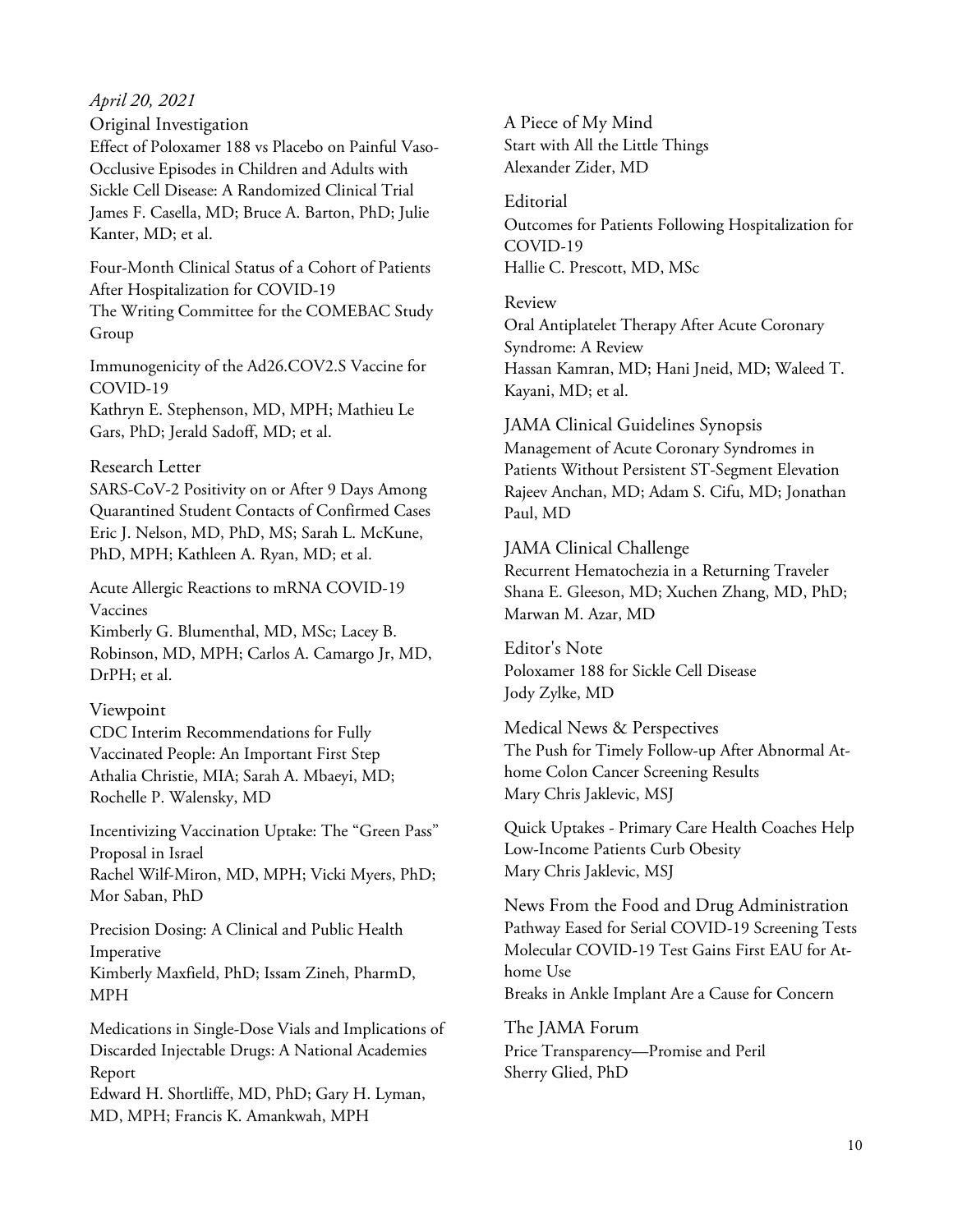*April 20, 2021*

## Original Investigation

Effect of Poloxamer 188 vs Placebo on Painful Vaso-Occlusive Episodes in Children and Adults with Sickle Cell Disease: A Randomized Clinical Trial
James F. Casella, MD; Bruce A. Barton, PhD; Julie Kanter, MD; et al.

Four-Month Clinical Status of a Cohort of Patients After Hospitalization for COVID-19
The Writing Committee for the COMEBAC Study Group

Immunogenicity of the Ad26.COV2.S Vaccine for COVID-19
Kathryn E. Stephenson, MD, MPH; Mathieu Le Gars, PhD; Jerald Sadoff, MD; et al.

## Research Letter

SARS-CoV-2 Positivity on or After 9 Days Among Quarantined Student Contacts of Confirmed Cases
Eric J. Nelson, MD, PhD, MS; Sarah L. McKune, PhD, MPH; Kathleen A. Ryan, MD; et al.

Acute Allergic Reactions to mRNA COVID-19 Vaccines
Kimberly G. Blumenthal, MD, MSc; Lacey B. Robinson, MD, MPH; Carlos A. Camargo Jr, MD, DrPH; et al.

## Viewpoint

CDC Interim Recommendations for Fully Vaccinated People: An Important First Step
Athalia Christie, MIA; Sarah A. Mbaeyi, MD; Rochelle P. Walensky, MD

Incentivizing Vaccination Uptake: The "Green Pass" Proposal in Israel
Rachel Wilf-Miron, MD, MPH; Vicki Myers, PhD; Mor Saban, PhD

Precision Dosing: A Clinical and Public Health Imperative
Kimberly Maxfield, PhD; Issam Zineh, PharmD, MPH

Medications in Single-Dose Vials and Implications of Discarded Injectable Drugs: A National Academies Report
Edward H. Shortliffe, MD, PhD; Gary H. Lyman, MD, MPH; Francis K. Amankwah, MPH

## A Piece of My Mind

Start with All the Little Things
Alexander Zider, MD

## Editorial

Outcomes for Patients Following Hospitalization for COVID-19
Hallie C. Prescott, MD, MSc

## Review

Oral Antiplatelet Therapy After Acute Coronary Syndrome: A Review
Hassan Kamran, MD; Hani Jneid, MD; Waleed T. Kayani, MD; et al.

## JAMA Clinical Guidelines Synopsis

Management of Acute Coronary Syndromes in Patients Without Persistent ST-Segment Elevation
Rajeev Anchan, MD; Adam S. Cifu, MD; Jonathan Paul, MD

## JAMA Clinical Challenge

Recurrent Hematochezia in a Returning Traveler
Shana E. Gleeson, MD; Xuchen Zhang, MD, PhD; Marwan M. Azar, MD

## Editor's Note

Poloxamer 188 for Sickle Cell Disease
Jody Zylke, MD

## Medical News & Perspectives

The Push for Timely Follow-up After Abnormal At-home Colon Cancer Screening Results
Mary Chris Jaklevic, MSJ

Quick Uptakes - Primary Care Health Coaches Help Low-Income Patients Curb Obesity
Mary Chris Jaklevic, MSJ

## News From the Food and Drug Administration

Pathway Eased for Serial COVID-19 Screening Tests
Molecular COVID-19 Test Gains First EAU for At-home Use
Breaks in Ankle Implant Are a Cause for Concern

## The JAMA Forum

Price Transparency—Promise and Peril
Sherry Glied, PhD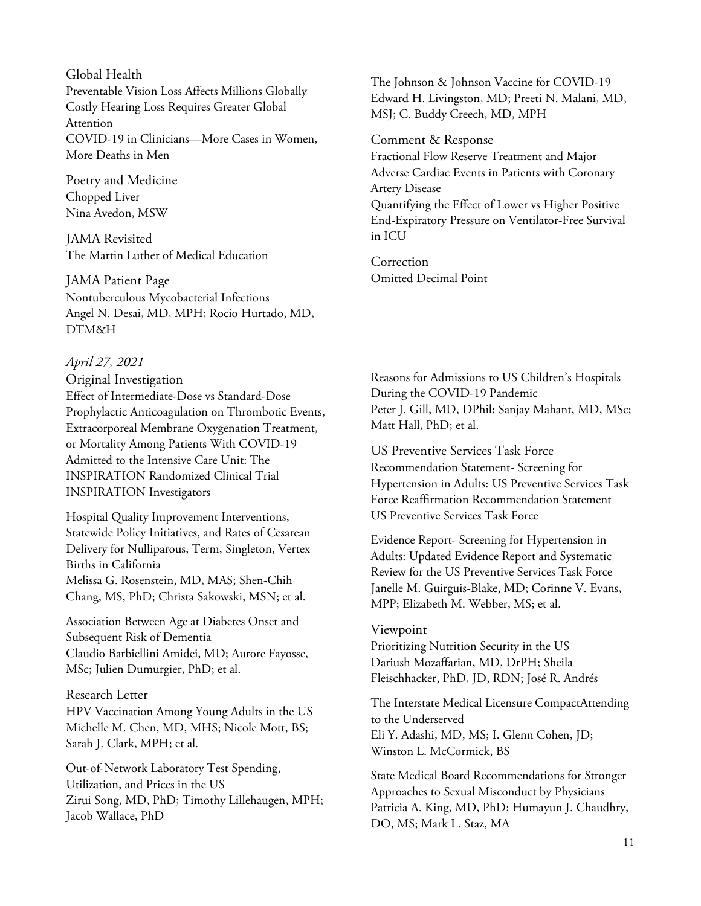### Global Health

Preventable Vision Loss Affects Millions Globally

Costly Hearing Loss Requires Greater Global Attention

COVID-19 in Clinicians—More Cases in Women, More Deaths in Men

### Poetry and Medicine

Chopped Liver
Nina Avedon, MSW

### JAMA Revisited

The Martin Luther of Medical Education

### JAMA Patient Page

Nontuberculous Mycobacterial Infections
Angel N. Desai, MD, MPH; Rocio Hurtado, MD, DTM&H

The Johnson & Johnson Vaccine for COVID-19
Edward H. Livingston, MD; Preeti N. Malani, MD, MSJ; C. Buddy Creech, MD, MPH

### Comment & Response

Fractional Flow Reserve Treatment and Major Adverse Cardiac Events in Patients with Coronary Artery Disease

Quantifying the Effect of Lower vs Higher Positive End-Expiratory Pressure on Ventilator-Free Survival in ICU

### Correction

Omitted Decimal Point

## *April 27, 2021*

### Original Investigation

Effect of Intermediate-Dose vs Standard-Dose Prophylactic Anticoagulation on Thrombotic Events, Extracorporeal Membrane Oxygenation Treatment, or Mortality Among Patients With COVID-19 Admitted to the Intensive Care Unit: The INSPIRATION Randomized Clinical Trial
INSPIRATION Investigators

Hospital Quality Improvement Interventions, Statewide Policy Initiatives, and Rates of Cesarean Delivery for Nulliparous, Term, Singleton, Vertex Births in California
Melissa G. Rosenstein, MD, MAS; Shen-Chih Chang, MS, PhD; Christa Sakowski, MSN; et al.

Association Between Age at Diabetes Onset and Subsequent Risk of Dementia
Claudio Barbiellini Amidei, MD; Aurore Fayosse, MSc; Julien Dumurgier, PhD; et al.

### Research Letter

HPV Vaccination Among Young Adults in the US
Michelle M. Chen, MD, MHS; Nicole Mott, BS; Sarah J. Clark, MPH; et al.

Out-of-Network Laboratory Test Spending, Utilization, and Prices in the US
Zirui Song, MD, PhD; Timothy Lillehaugen, MPH; Jacob Wallace, PhD

Reasons for Admissions to US Children's Hospitals During the COVID-19 Pandemic
Peter J. Gill, MD, DPhil; Sanjay Mahant, MD, MSc; Matt Hall, PhD; et al.

### US Preventive Services Task Force

Recommendation Statement- Screening for Hypertension in Adults: US Preventive Services Task Force Reaffirmation Recommendation Statement
US Preventive Services Task Force

Evidence Report- Screening for Hypertension in Adults: Updated Evidence Report and Systematic Review for the US Preventive Services Task Force
Janelle M. Guirguis-Blake, MD; Corinne V. Evans, MPP; Elizabeth M. Webber, MS; et al.

### Viewpoint

Prioritizing Nutrition Security in the US
Dariush Mozaffarian, MD, DrPH; Sheila Fleischhacker, PhD, JD, RDN; José R. Andrés

The Interstate Medical Licensure CompactAttending to the Underserved
Eli Y. Adashi, MD, MS; I. Glenn Cohen, JD; Winston L. McCormick, BS

State Medical Board Recommendations for Stronger Approaches to Sexual Misconduct by Physicians
Patricia A. King, MD, PhD; Humayun J. Chaudhry, DO, MS; Mark L. Staz, MA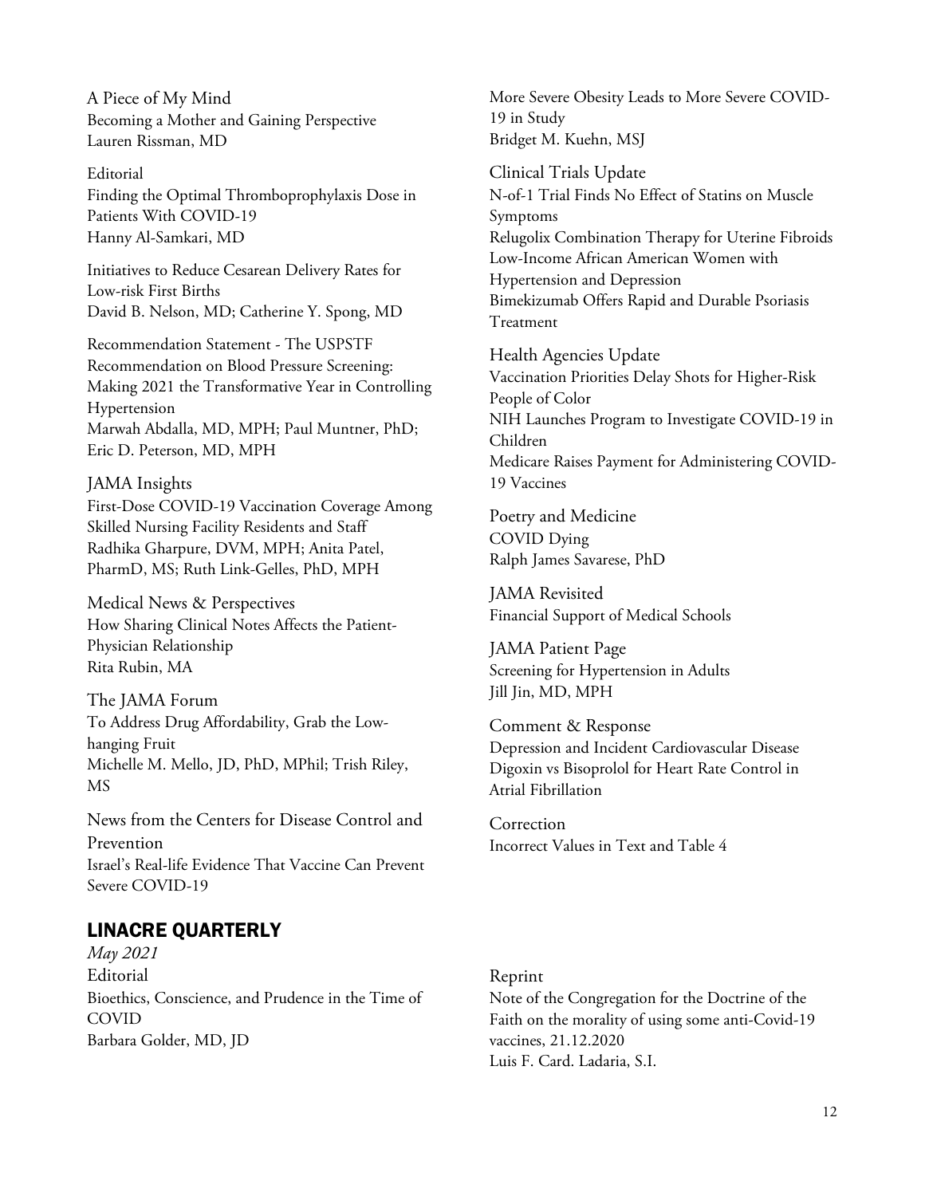A Piece of My Mind
Becoming a Mother and Gaining Perspective
Lauren Rissman, MD

Editorial
Finding the Optimal Thromboprophylaxis Dose in Patients With COVID-19
Hanny Al-Samkari, MD

Initiatives to Reduce Cesarean Delivery Rates for Low-risk First Births
David B. Nelson, MD; Catherine Y. Spong, MD

Recommendation Statement - The USPSTF Recommendation on Blood Pressure Screening: Making 2021 the Transformative Year in Controlling Hypertension
Marwah Abdalla, MD, MPH; Paul Muntner, PhD; Eric D. Peterson, MD, MPH

JAMA Insights
First-Dose COVID-19 Vaccination Coverage Among Skilled Nursing Facility Residents and Staff
Radhika Gharpure, DVM, MPH; Anita Patel, PharmD, MS; Ruth Link-Gelles, PhD, MPH

Medical News & Perspectives
How Sharing Clinical Notes Affects the Patient-Physician Relationship
Rita Rubin, MA

The JAMA Forum
To Address Drug Affordability, Grab the Low-hanging Fruit
Michelle M. Mello, JD, PhD, MPhil; Trish Riley, MS

News from the Centers for Disease Control and Prevention
Israel's Real-life Evidence That Vaccine Can Prevent Severe COVID-19

More Severe Obesity Leads to More Severe COVID-19 in Study
Bridget M. Kuehn, MSJ

Clinical Trials Update
N-of-1 Trial Finds No Effect of Statins on Muscle Symptoms
Relugolix Combination Therapy for Uterine Fibroids
Low-Income African American Women with Hypertension and Depression
Bimekizumab Offers Rapid and Durable Psoriasis Treatment

Health Agencies Update
Vaccination Priorities Delay Shots for Higher-Risk People of Color
NIH Launches Program to Investigate COVID-19 in Children
Medicare Raises Payment for Administering COVID-19 Vaccines

Poetry and Medicine
COVID Dying
Ralph James Savarese, PhD

JAMA Revisited
Financial Support of Medical Schools

JAMA Patient Page
Screening for Hypertension in Adults
Jill Jin, MD, MPH

Comment & Response
Depression and Incident Cardiovascular Disease
Digoxin vs Bisoprolol for Heart Rate Control in Atrial Fibrillation

Correction
Incorrect Values in Text and Table 4

## LINACRE QUARTERLY

*May 2021*

Editorial
Bioethics, Conscience, and Prudence in the Time of COVID
Barbara Golder, MD, JD

Reprint
Note of the Congregation for the Doctrine of the Faith on the morality of using some anti-Covid-19 vaccines, 21.12.2020
Luis F. Card. Ladaria, S.I.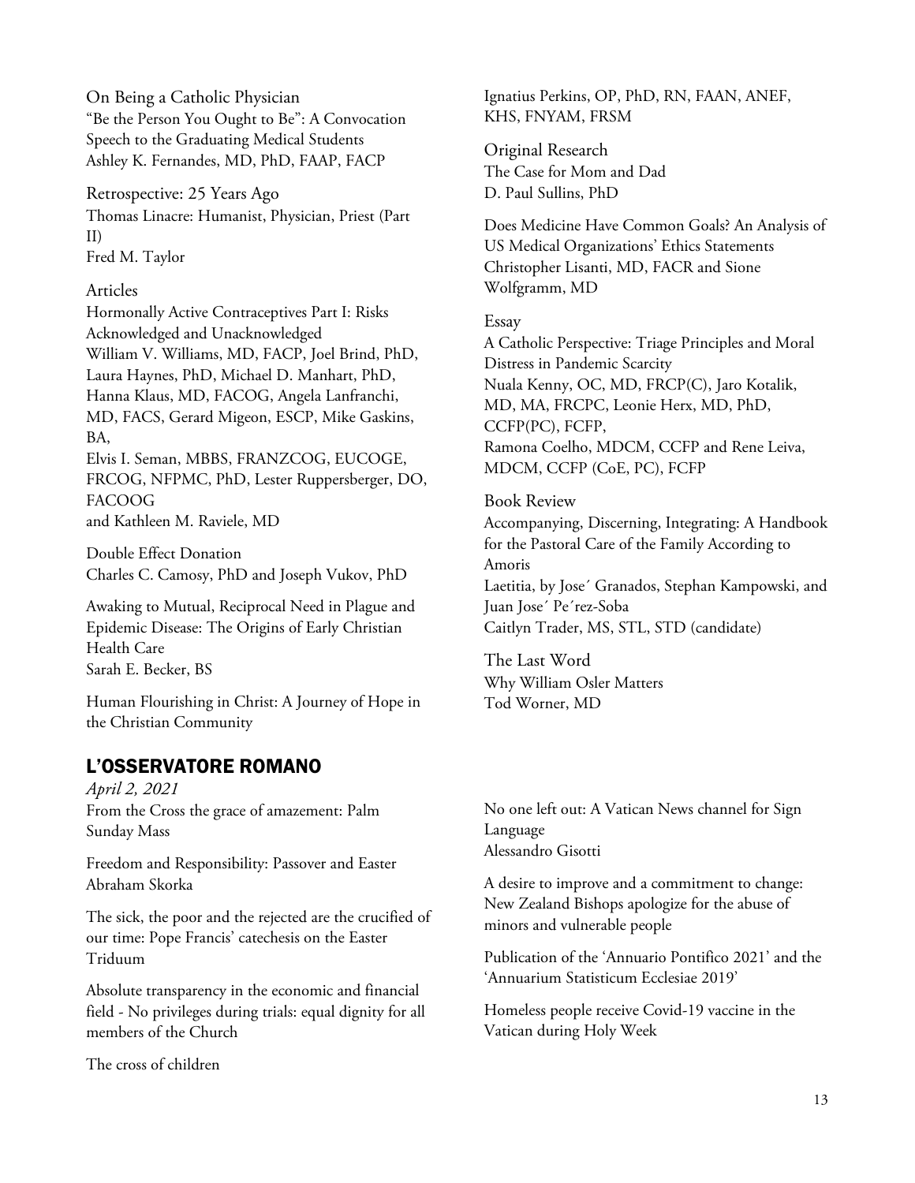On Being a Catholic Physician
"Be the Person You Ought to Be": A Convocation Speech to the Graduating Medical Students
Ashley K. Fernandes, MD, PhD, FAAP, FACP

Retrospective: 25 Years Ago
Thomas Linacre: Humanist, Physician, Priest (Part II)
Fred M. Taylor

Articles
Hormonally Active Contraceptives Part I: Risks Acknowledged and Unacknowledged
William V. Williams, MD, FACP, Joel Brind, PhD, Laura Haynes, PhD, Michael D. Manhart, PhD, Hanna Klaus, MD, FACOG, Angela Lanfranchi, MD, FACS, Gerard Migeon, ESCP, Mike Gaskins, BA,
Elvis I. Seman, MBBS, FRANZCOG, EUCOGE, FRCOG, NFPMC, PhD, Lester Ruppersberger, DO, FACOOG
and Kathleen M. Raviele, MD

Double Effect Donation
Charles C. Camosy, PhD and Joseph Vukov, PhD

Awaking to Mutual, Reciprocal Need in Plague and Epidemic Disease: The Origins of Early Christian Health Care
Sarah E. Becker, BS

Human Flourishing in Christ: A Journey of Hope in the Christian Community
Ignatius Perkins, OP, PhD, RN, FAAN, ANEF, KHS, FNYAM, FRSM

Original Research
The Case for Mom and Dad
D. Paul Sullins, PhD

Does Medicine Have Common Goals? An Analysis of US Medical Organizations' Ethics Statements
Christopher Lisanti, MD, FACR and Sione Wolfgramm, MD

Essay
A Catholic Perspective: Triage Principles and Moral Distress in Pandemic Scarcity
Nuala Kenny, OC, MD, FRCP(C), Jaro Kotalik, MD, MA, FRCPC, Leonie Herx, MD, PhD, CCFP(PC), FCFP,
Ramona Coelho, MDCM, CCFP and Rene Leiva, MDCM, CCFP (CoE, PC), FCFP

Book Review
Accompanying, Discerning, Integrating: A Handbook for the Pastoral Care of the Family According to Amoris
Laetitia, by Jose´ Granados, Stephan Kampowski, and Juan Jose´ Pe´rez-Soba
Caitlyn Trader, MS, STL, STD (candidate)

The Last Word
Why William Osler Matters
Tod Worner, MD

## L'OSSERVATORE ROMANO

*April 2, 2021*

From the Cross the grace of amazement: Palm Sunday Mass

Freedom and Responsibility: Passover and Easter
Abraham Skorka

The sick, the poor and the rejected are the crucified of our time: Pope Francis' catechesis on the Easter Triduum

Absolute transparency in the economic and financial field - No privileges during trials: equal dignity for all members of the Church

The cross of children

No one left out: A Vatican News channel for Sign Language
Alessandro Gisotti

A desire to improve and a commitment to change: New Zealand Bishops apologize for the abuse of minors and vulnerable people

Publication of the 'Annuario Pontifico 2021' and the 'Annuarium Statisticum Ecclesiae 2019'

Homeless people receive Covid-19 vaccine in the Vatican during Holy Week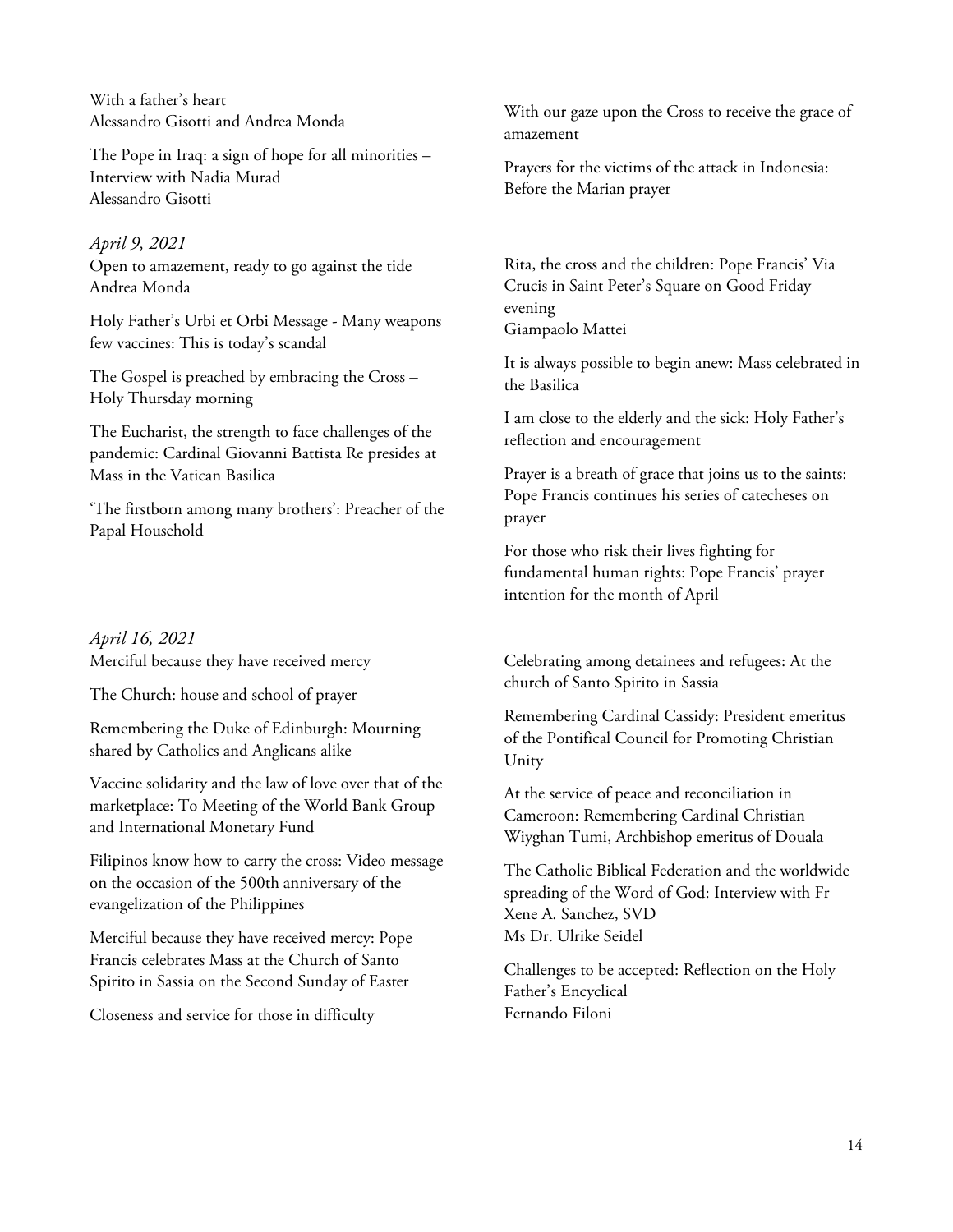With a father's heart
Alessandro Gisotti and Andrea Monda

The Pope in Iraq: a sign of hope for all minorities – Interview with Nadia Murad
Alessandro Gisotti

With our gaze upon the Cross to receive the grace of amazement

Prayers for the victims of the attack in Indonesia: Before the Marian prayer

*April 9, 2021*

Open to amazement, ready to go against the tide
Andrea Monda

Holy Father's Urbi et Orbi Message - Many weapons few vaccines: This is today's scandal

The Gospel is preached by embracing the Cross – Holy Thursday morning

The Eucharist, the strength to face challenges of the pandemic: Cardinal Giovanni Battista Re presides at Mass in the Vatican Basilica

'The firstborn among many brothers': Preacher of the Papal Household

Rita, the cross and the children: Pope Francis' Via Crucis in Saint Peter's Square on Good Friday evening
Giampaolo Mattei

It is always possible to begin anew: Mass celebrated in the Basilica

I am close to the elderly and the sick: Holy Father's reflection and encouragement

Prayer is a breath of grace that joins us to the saints: Pope Francis continues his series of catecheses on prayer

For those who risk their lives fighting for fundamental human rights: Pope Francis' prayer intention for the month of April

*April 16, 2021*

Merciful because they have received mercy

The Church: house and school of prayer

Remembering the Duke of Edinburgh: Mourning shared by Catholics and Anglicans alike

Vaccine solidarity and the law of love over that of the marketplace: To Meeting of the World Bank Group and International Monetary Fund

Filipinos know how to carry the cross: Video message on the occasion of the 500th anniversary of the evangelization of the Philippines

Merciful because they have received mercy: Pope Francis celebrates Mass at the Church of Santo Spirito in Sassia on the Second Sunday of Easter

Closeness and service for those in difficulty

Celebrating among detainees and refugees: At the church of Santo Spirito in Sassia

Remembering Cardinal Cassidy: President emeritus of the Pontifical Council for Promoting Christian Unity

At the service of peace and reconciliation in Cameroon: Remembering Cardinal Christian Wiyghan Tumi, Archbishop emeritus of Douala

The Catholic Biblical Federation and the worldwide spreading of the Word of God: Interview with Fr Xene A. Sanchez, SVD
Ms Dr. Ulrike Seidel

Challenges to be accepted: Reflection on the Holy Father's Encyclical
Fernando Filoni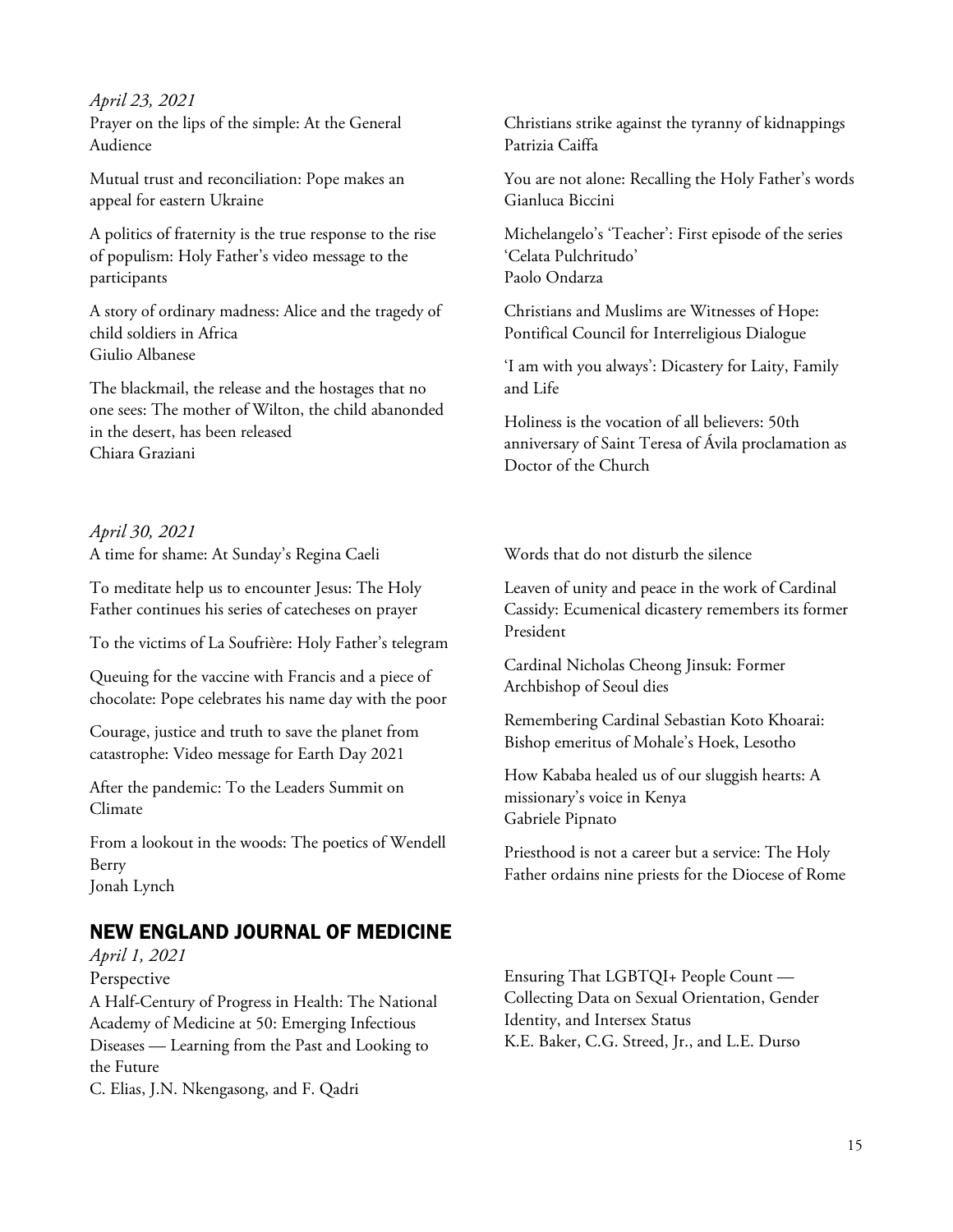*April 23, 2021*

Prayer on the lips of the simple: At the General Audience

Mutual trust and reconciliation: Pope makes an appeal for eastern Ukraine

A politics of fraternity is the true response to the rise of populism: Holy Father's video message to the participants

A story of ordinary madness: Alice and the tragedy of child soldiers in Africa
Giulio Albanese

The blackmail, the release and the hostages that no one sees: The mother of Wilton, the child abanonded in the desert, has been released
Chiara Graziani

Christians strike against the tyranny of kidnappings
Patrizia Caiffa

You are not alone: Recalling the Holy Father's words
Gianluca Biccini

Michelangelo's 'Teacher': First episode of the series 'Celata Pulchritudo'
Paolo Ondarza

Christians and Muslims are Witnesses of Hope: Pontifical Council for Interreligious Dialogue

'I am with you always': Dicastery for Laity, Family and Life

Holiness is the vocation of all believers: 50th anniversary of Saint Teresa of Ávila proclamation as Doctor of the Church

*April 30, 2021*

A time for shame: At Sunday's Regina Caeli

To meditate help us to encounter Jesus: The Holy Father continues his series of catecheses on prayer

To the victims of La Soufrière: Holy Father's telegram

Queuing for the vaccine with Francis and a piece of chocolate: Pope celebrates his name day with the poor

Courage, justice and truth to save the planet from catastrophe: Video message for Earth Day 2021

After the pandemic: To the Leaders Summit on Climate

From a lookout in the woods: The poetics of Wendell Berry
Jonah Lynch

Words that do not disturb the silence

Leaven of unity and peace in the work of Cardinal Cassidy: Ecumenical dicastery remembers its former President

Cardinal Nicholas Cheong Jinsuk: Former Archbishop of Seoul dies

Remembering Cardinal Sebastian Koto Khoarai: Bishop emeritus of Mohale's Hoek, Lesotho

How Kababa healed us of our sluggish hearts: A missionary's voice in Kenya
Gabriele Pipnato

Priesthood is not a career but a service: The Holy Father ordains nine priests for the Diocese of Rome

## NEW ENGLAND JOURNAL OF MEDICINE

*April 1, 2021*

Perspective

A Half-Century of Progress in Health: The National Academy of Medicine at 50: Emerging Infectious Diseases — Learning from the Past and Looking to the Future
C. Elias, J.N. Nkengasong, and F. Qadri

Ensuring That LGBTQI+ People Count — Collecting Data on Sexual Orientation, Gender Identity, and Intersex Status
K.E. Baker, C.G. Streed, Jr., and L.E. Durso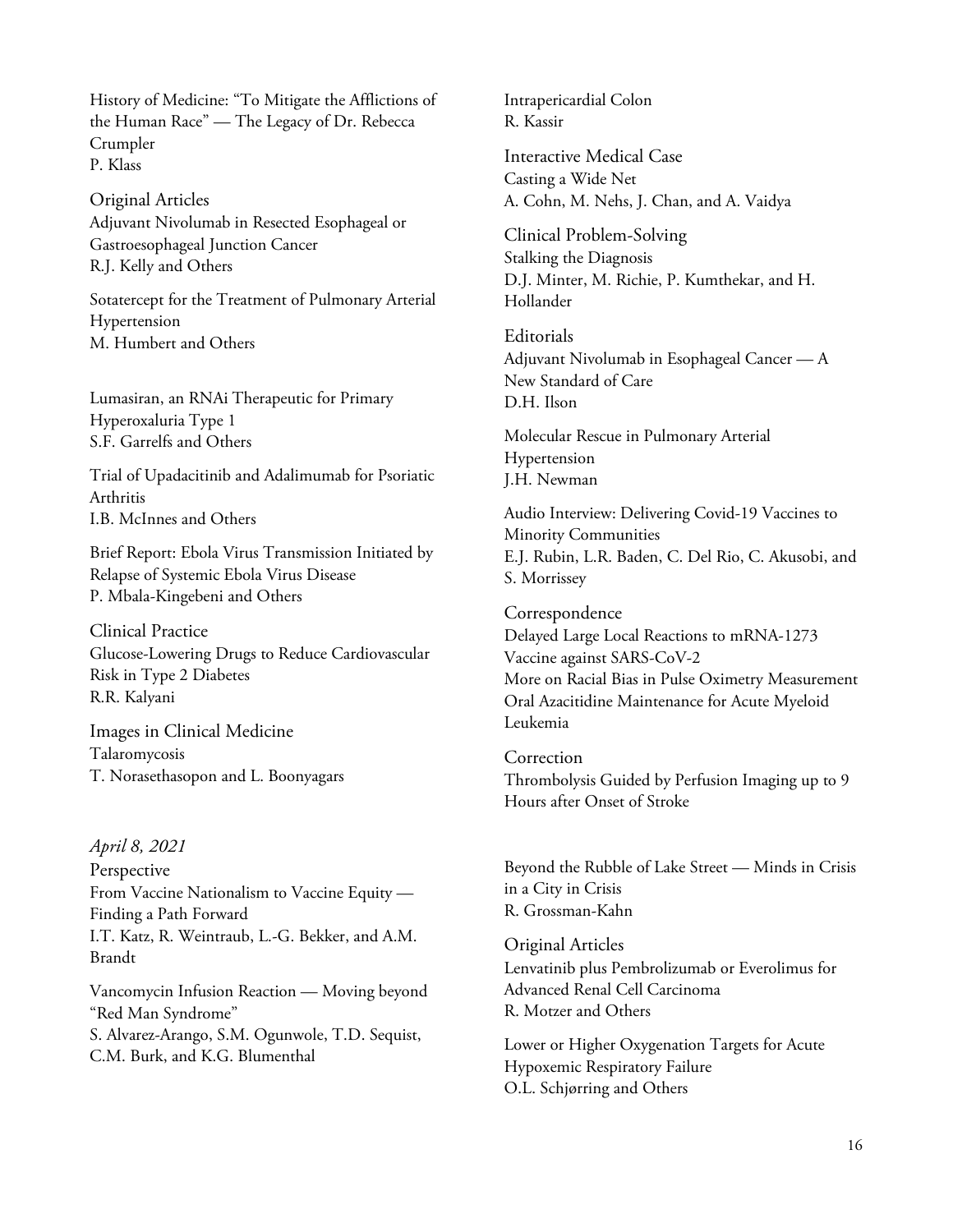History of Medicine: "To Mitigate the Afflictions of the Human Race" — The Legacy of Dr. Rebecca Crumpler
P. Klass

Original Articles
Adjuvant Nivolumab in Resected Esophageal or Gastroesophageal Junction Cancer
R.J. Kelly and Others

Sotatercept for the Treatment of Pulmonary Arterial Hypertension
M. Humbert and Others

Lumasiran, an RNAi Therapeutic for Primary Hyperoxaluria Type 1
S.F. Garrelfs and Others

Trial of Upadacitinib and Adalimumab for Psoriatic Arthritis
I.B. McInnes and Others

Brief Report: Ebola Virus Transmission Initiated by Relapse of Systemic Ebola Virus Disease
P. Mbala-Kingebeni and Others

Clinical Practice
Glucose-Lowering Drugs to Reduce Cardiovascular Risk in Type 2 Diabetes
R.R. Kalyani

Images in Clinical Medicine
Talaromycosis
T. Norasethasopon and L. Boonyagars

Intrapericardial Colon
R. Kassir

Interactive Medical Case
Casting a Wide Net
A. Cohn, M. Nehs, J. Chan, and A. Vaidya

Clinical Problem-Solving
Stalking the Diagnosis
D.J. Minter, M. Richie, P. Kumthekar, and H. Hollander

Editorials
Adjuvant Nivolumab in Esophageal Cancer — A New Standard of Care
D.H. Ilson

Molecular Rescue in Pulmonary Arterial Hypertension
J.H. Newman

Audio Interview: Delivering Covid-19 Vaccines to Minority Communities
E.J. Rubin, L.R. Baden, C. Del Rio, C. Akusobi, and S. Morrissey

Correspondence
Delayed Large Local Reactions to mRNA-1273 Vaccine against SARS-CoV-2
More on Racial Bias in Pulse Oximetry Measurement
Oral Azacitidine Maintenance for Acute Myeloid Leukemia

Correction
Thrombolysis Guided by Perfusion Imaging up to 9 Hours after Onset of Stroke

*April 8, 2021*

Perspective
From Vaccine Nationalism to Vaccine Equity — Finding a Path Forward
I.T. Katz, R. Weintraub, L.-G. Bekker, and A.M. Brandt

Vancomycin Infusion Reaction — Moving beyond "Red Man Syndrome"
S. Alvarez-Arango, S.M. Ogunwole, T.D. Sequist, C.M. Burk, and K.G. Blumenthal

Beyond the Rubble of Lake Street — Minds in Crisis in a City in Crisis
R. Grossman-Kahn

Original Articles
Lenvatinib plus Pembrolizumab or Everolimus for Advanced Renal Cell Carcinoma
R. Motzer and Others

Lower or Higher Oxygenation Targets for Acute Hypoxemic Respiratory Failure
O.L. Schjørring and Others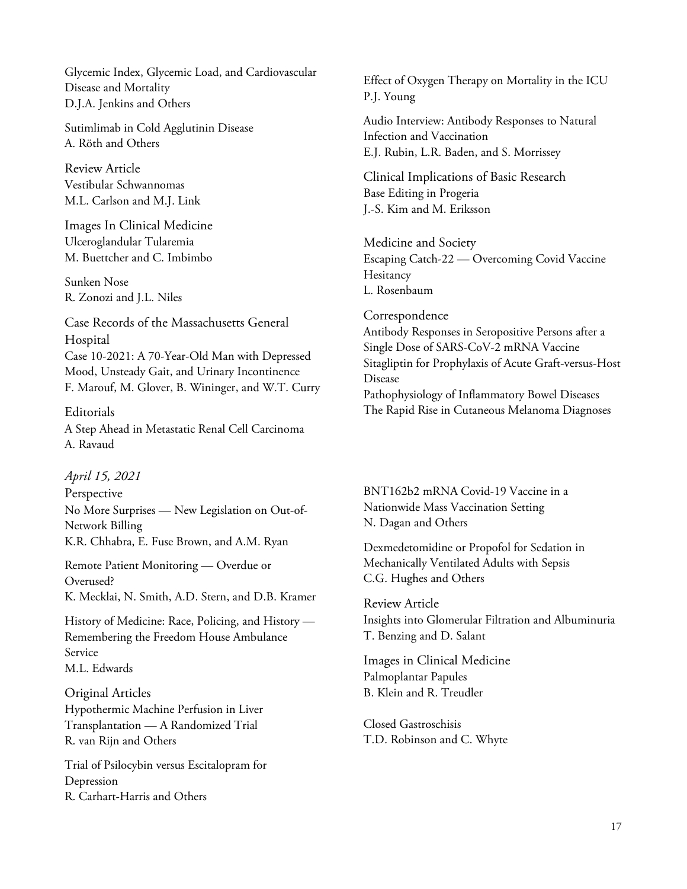Glycemic Index, Glycemic Load, and Cardiovascular Disease and Mortality
D.J.A. Jenkins and Others

Sutimlimab in Cold Agglutinin Disease
A. Röth and Others

Review Article
Vestibular Schwannomas
M.L. Carlson and M.J. Link

Images In Clinical Medicine
Ulceroglandular Tularemia
M. Buettcher and C. Imbimbo

Sunken Nose
R. Zonozi and J.L. Niles

Case Records of the Massachusetts General Hospital
Case 10-2021: A 70-Year-Old Man with Depressed Mood, Unsteady Gait, and Urinary Incontinence
F. Marouf, M. Glover, B. Wininger, and W.T. Curry

Editorials
A Step Ahead in Metastatic Renal Cell Carcinoma
A. Ravaud

Effect of Oxygen Therapy on Mortality in the ICU
P.J. Young

Audio Interview: Antibody Responses to Natural Infection and Vaccination
E.J. Rubin, L.R. Baden, and S. Morrissey

Clinical Implications of Basic Research
Base Editing in Progeria
J.-S. Kim and M. Eriksson

Medicine and Society
Escaping Catch-22 — Overcoming Covid Vaccine Hesitancy
L. Rosenbaum

Correspondence
Antibody Responses in Seropositive Persons after a Single Dose of SARS-CoV-2 mRNA Vaccine
Sitagliptin for Prophylaxis of Acute Graft-versus-Host Disease
Pathophysiology of Inflammatory Bowel Diseases
The Rapid Rise in Cutaneous Melanoma Diagnoses

*April 15, 2021*

Perspective
No More Surprises — New Legislation on Out-of-Network Billing
K.R. Chhabra, E. Fuse Brown, and A.M. Ryan

Remote Patient Monitoring — Overdue or Overused?
K. Mecklai, N. Smith, A.D. Stern, and D.B. Kramer

History of Medicine: Race, Policing, and History — Remembering the Freedom House Ambulance Service
M.L. Edwards

Original Articles
Hypothermic Machine Perfusion in Liver Transplantation — A Randomized Trial
R. van Rijn and Others

Trial of Psilocybin versus Escitalopram for Depression
R. Carhart-Harris and Others

BNT162b2 mRNA Covid-19 Vaccine in a Nationwide Mass Vaccination Setting
N. Dagan and Others

Dexmedetomidine or Propofol for Sedation in Mechanically Ventilated Adults with Sepsis
C.G. Hughes and Others

Review Article
Insights into Glomerular Filtration and Albuminuria
T. Benzing and D. Salant

Images in Clinical Medicine
Palmoplantar Papules
B. Klein and R. Treudler

Closed Gastroschisis
T.D. Robinson and C. Whyte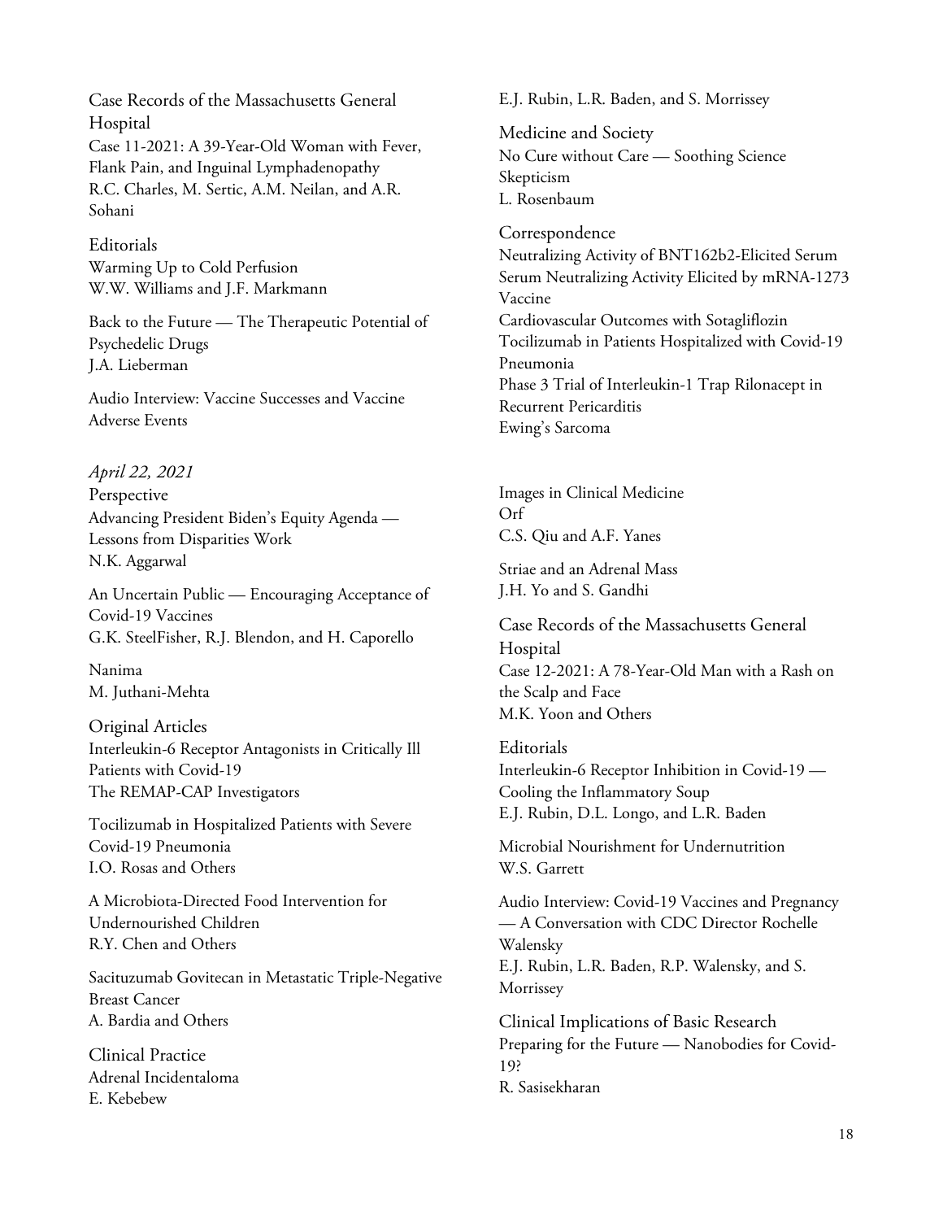Case Records of the Massachusetts General Hospital
Case 11-2021: A 39-Year-Old Woman with Fever, Flank Pain, and Inguinal Lymphadenopathy
R.C. Charles, M. Sertic, A.M. Neilan, and A.R. Sohani

Editorials
Warming Up to Cold Perfusion
W.W. Williams and J.F. Markmann

Back to the Future — The Therapeutic Potential of Psychedelic Drugs
J.A. Lieberman

Audio Interview: Vaccine Successes and Vaccine Adverse Events

*April 22, 2021*

Perspective
Advancing President Biden's Equity Agenda — Lessons from Disparities Work
N.K. Aggarwal

An Uncertain Public — Encouraging Acceptance of Covid-19 Vaccines
G.K. SteelFisher, R.J. Blendon, and H. Caporello

Nanima
M. Juthani-Mehta

Original Articles
Interleukin-6 Receptor Antagonists in Critically Ill Patients with Covid-19
The REMAP-CAP Investigators

Tocilizumab in Hospitalized Patients with Severe Covid-19 Pneumonia
I.O. Rosas and Others

A Microbiota-Directed Food Intervention for Undernourished Children
R.Y. Chen and Others

Sacituzumab Govitecan in Metastatic Triple-Negative Breast Cancer
A. Bardia and Others

Clinical Practice
Adrenal Incidentaloma
E. Kebebew

E.J. Rubin, L.R. Baden, and S. Morrissey

Medicine and Society
No Cure without Care — Soothing Science Skepticism
L. Rosenbaum

Correspondence
Neutralizing Activity of BNT162b2-Elicited Serum
Serum Neutralizing Activity Elicited by mRNA-1273 Vaccine
Cardiovascular Outcomes with Sotagliflozin
Tocilizumab in Patients Hospitalized with Covid-19 Pneumonia
Phase 3 Trial of Interleukin-1 Trap Rilonacept in Recurrent Pericarditis
Ewing's Sarcoma

Images in Clinical Medicine
Orf
C.S. Qiu and A.F. Yanes

Striae and an Adrenal Mass
J.H. Yo and S. Gandhi

Case Records of the Massachusetts General Hospital
Case 12-2021: A 78-Year-Old Man with a Rash on the Scalp and Face
M.K. Yoon and Others

Editorials
Interleukin-6 Receptor Inhibition in Covid-19 — Cooling the Inflammatory Soup
E.J. Rubin, D.L. Longo, and L.R. Baden

Microbial Nourishment for Undernutrition
W.S. Garrett

Audio Interview: Covid-19 Vaccines and Pregnancy — A Conversation with CDC Director Rochelle Walensky
E.J. Rubin, L.R. Baden, R.P. Walensky, and S. Morrissey

Clinical Implications of Basic Research
Preparing for the Future — Nanobodies for Covid-19?
R. Sasisekharan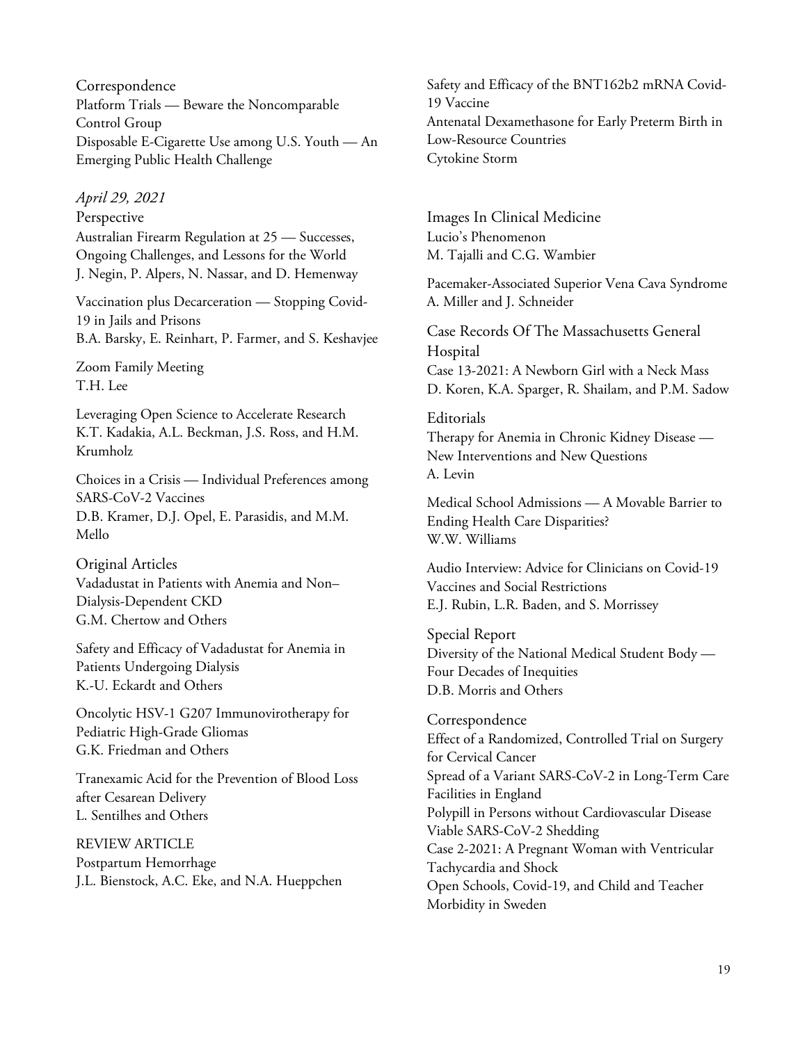Correspondence
Platform Trials — Beware the Noncomparable Control Group
Disposable E-Cigarette Use among U.S. Youth — An Emerging Public Health Challenge

*April 29, 2021*

Perspective
Australian Firearm Regulation at 25 — Successes, Ongoing Challenges, and Lessons for the World
J. Negin, P. Alpers, N. Nassar, and D. Hemenway

Vaccination plus Decarceration — Stopping Covid-19 in Jails and Prisons
B.A. Barsky, E. Reinhart, P. Farmer, and S. Keshavjee

Zoom Family Meeting
T.H. Lee

Leveraging Open Science to Accelerate Research
K.T. Kadakia, A.L. Beckman, J.S. Ross, and H.M. Krumholz

Choices in a Crisis — Individual Preferences among SARS-CoV-2 Vaccines
D.B. Kramer, D.J. Opel, E. Parasidis, and M.M. Mello

Original Articles
Vadadustat in Patients with Anemia and Non–Dialysis-Dependent CKD
G.M. Chertow and Others

Safety and Efficacy of Vadadustat for Anemia in Patients Undergoing Dialysis
K.-U. Eckardt and Others

Oncolytic HSV-1 G207 Immunovirotherapy for Pediatric High-Grade Gliomas
G.K. Friedman and Others

Tranexamic Acid for the Prevention of Blood Loss after Cesarean Delivery
L. Sentilhes and Others

REVIEW ARTICLE
Postpartum Hemorrhage
J.L. Bienstock, A.C. Eke, and N.A. Hueppchen

Safety and Efficacy of the BNT162b2 mRNA Covid-19 Vaccine
Antenatal Dexamethasone for Early Preterm Birth in Low-Resource Countries
Cytokine Storm

Images In Clinical Medicine
Lucio's Phenomenon
M. Tajalli and C.G. Wambier

Pacemaker-Associated Superior Vena Cava Syndrome
A. Miller and J. Schneider

Case Records Of The Massachusetts General Hospital
Case 13-2021: A Newborn Girl with a Neck Mass
D. Koren, K.A. Sparger, R. Shailam, and P.M. Sadow

Editorials
Therapy for Anemia in Chronic Kidney Disease — New Interventions and New Questions
A. Levin

Medical School Admissions — A Movable Barrier to Ending Health Care Disparities?
W.W. Williams

Audio Interview: Advice for Clinicians on Covid-19 Vaccines and Social Restrictions
E.J. Rubin, L.R. Baden, and S. Morrissey

Special Report
Diversity of the National Medical Student Body — Four Decades of Inequities
D.B. Morris and Others

Correspondence
Effect of a Randomized, Controlled Trial on Surgery for Cervical Cancer
Spread of a Variant SARS-CoV-2 in Long-Term Care Facilities in England
Polypill in Persons without Cardiovascular Disease
Viable SARS-CoV-2 Shedding
Case 2-2021: A Pregnant Woman with Ventricular Tachycardia and Shock
Open Schools, Covid-19, and Child and Teacher Morbidity in Sweden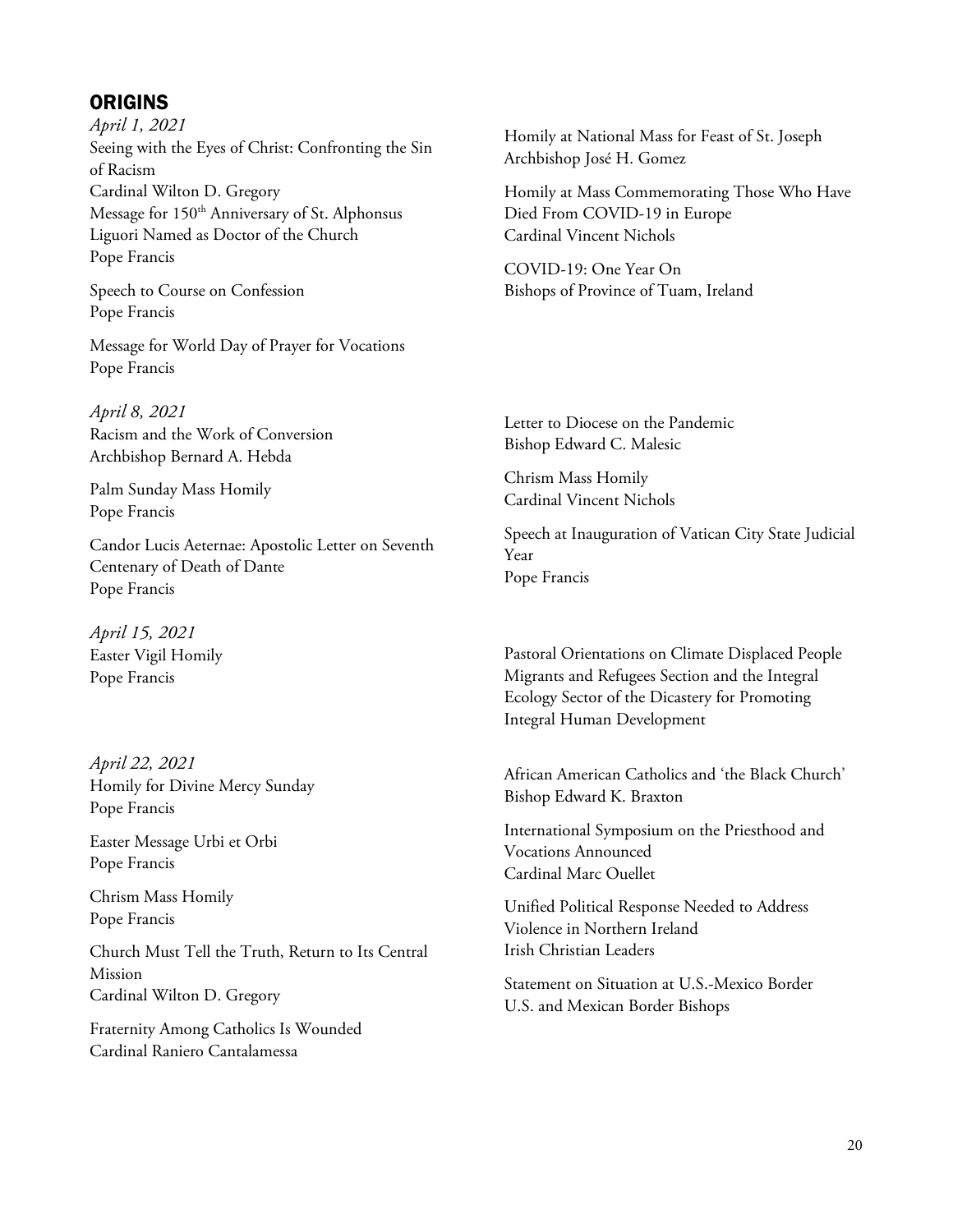## ORIGINS

*April 1, 2021*

Seeing with the Eyes of Christ: Confronting the Sin of Racism
Cardinal Wilton D. Gregory

Message for 150th Anniversary of St. Alphonsus Liguori Named as Doctor of the Church
Pope Francis

Speech to Course on Confession
Pope Francis

Message for World Day of Prayer for Vocations
Pope Francis

Homily at National Mass for Feast of St. Joseph
Archbishop José H. Gomez

Homily at Mass Commemorating Those Who Have Died From COVID-19 in Europe
Cardinal Vincent Nichols

COVID-19: One Year On
Bishops of Province of Tuam, Ireland

*April 8, 2021*

Racism and the Work of Conversion
Archbishop Bernard A. Hebda

Palm Sunday Mass Homily
Pope Francis

Candor Lucis Aeternae: Apostolic Letter on Seventh Centenary of Death of Dante
Pope Francis

Letter to Diocese on the Pandemic
Bishop Edward C. Malesic

Chrism Mass Homily
Cardinal Vincent Nichols

Speech at Inauguration of Vatican City State Judicial Year
Pope Francis

*April 15, 2021*

Easter Vigil Homily
Pope Francis

Pastoral Orientations on Climate Displaced People
Migrants and Refugees Section and the Integral Ecology Sector of the Dicastery for Promoting Integral Human Development

*April 22, 2021*

Homily for Divine Mercy Sunday
Pope Francis

Easter Message Urbi et Orbi
Pope Francis

Chrism Mass Homily
Pope Francis

Church Must Tell the Truth, Return to Its Central Mission
Cardinal Wilton D. Gregory

Fraternity Among Catholics Is Wounded
Cardinal Raniero Cantalamessa

African American Catholics and 'the Black Church'
Bishop Edward K. Braxton

International Symposium on the Priesthood and Vocations Announced
Cardinal Marc Ouellet

Unified Political Response Needed to Address Violence in Northern Ireland
Irish Christian Leaders

Statement on Situation at U.S.-Mexico Border
U.S. and Mexican Border Bishops